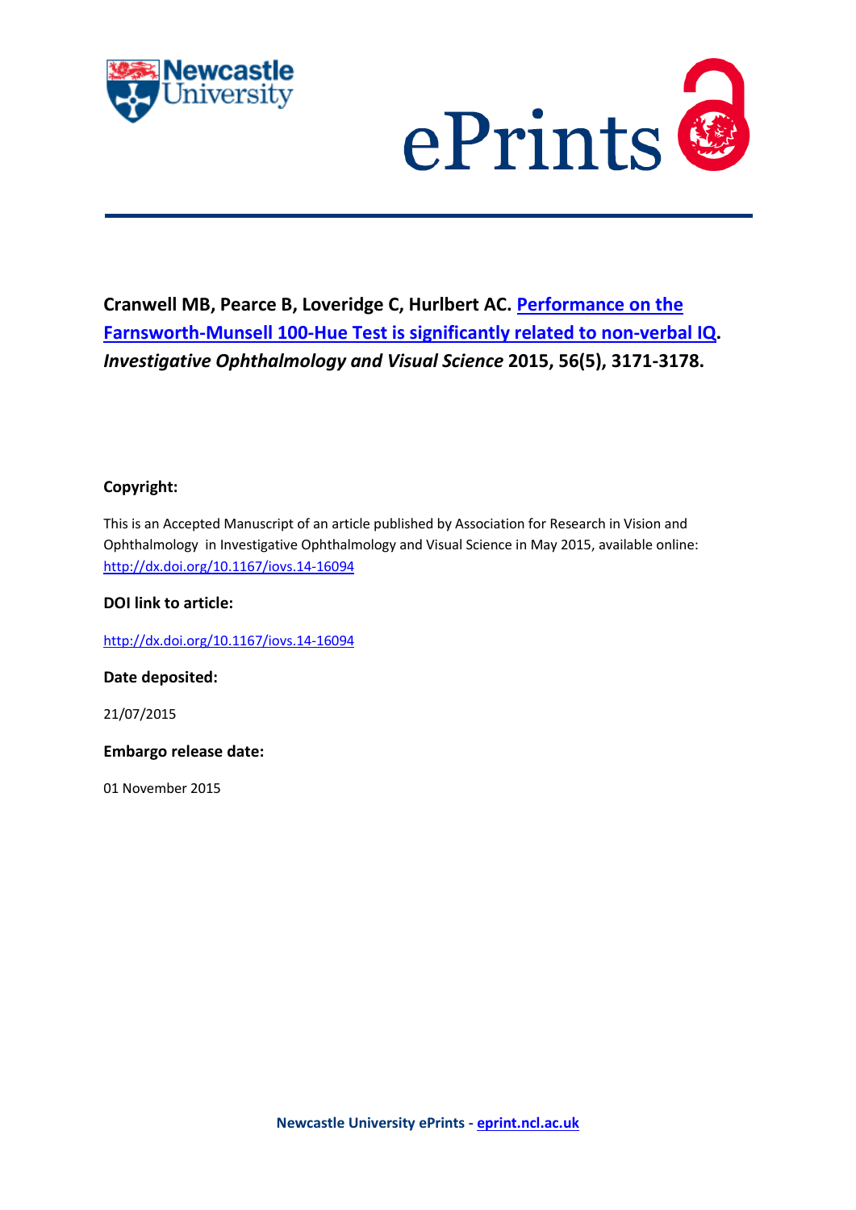**Cranwell MB, Pearce B, Loveridge C, Hurlbert AC. Performance on the Farnsworth-Munsell 100-Hue Test is significantly related to non-verbal IQ. *Investigative Ophthalmology and Visual Science* 2015, 56(5), 3171-3178.**

**Copyright:**

This is an Accepted Manuscript of an article published by Association for Research in Vision and Ophthalmology in Investigative Ophthalmology and Visual Science in May 2015, available online: http://dx.doi.org/10.1167/iovs.14-16094

**DOI link to article:**

http://dx.doi.org/10.1167/iovs.14-16094

**Date deposited:**

21/07/2015

**Embargo release date:**

01 November 2015

**Newcastle University ePrints - eprint.ncl.ac.uk**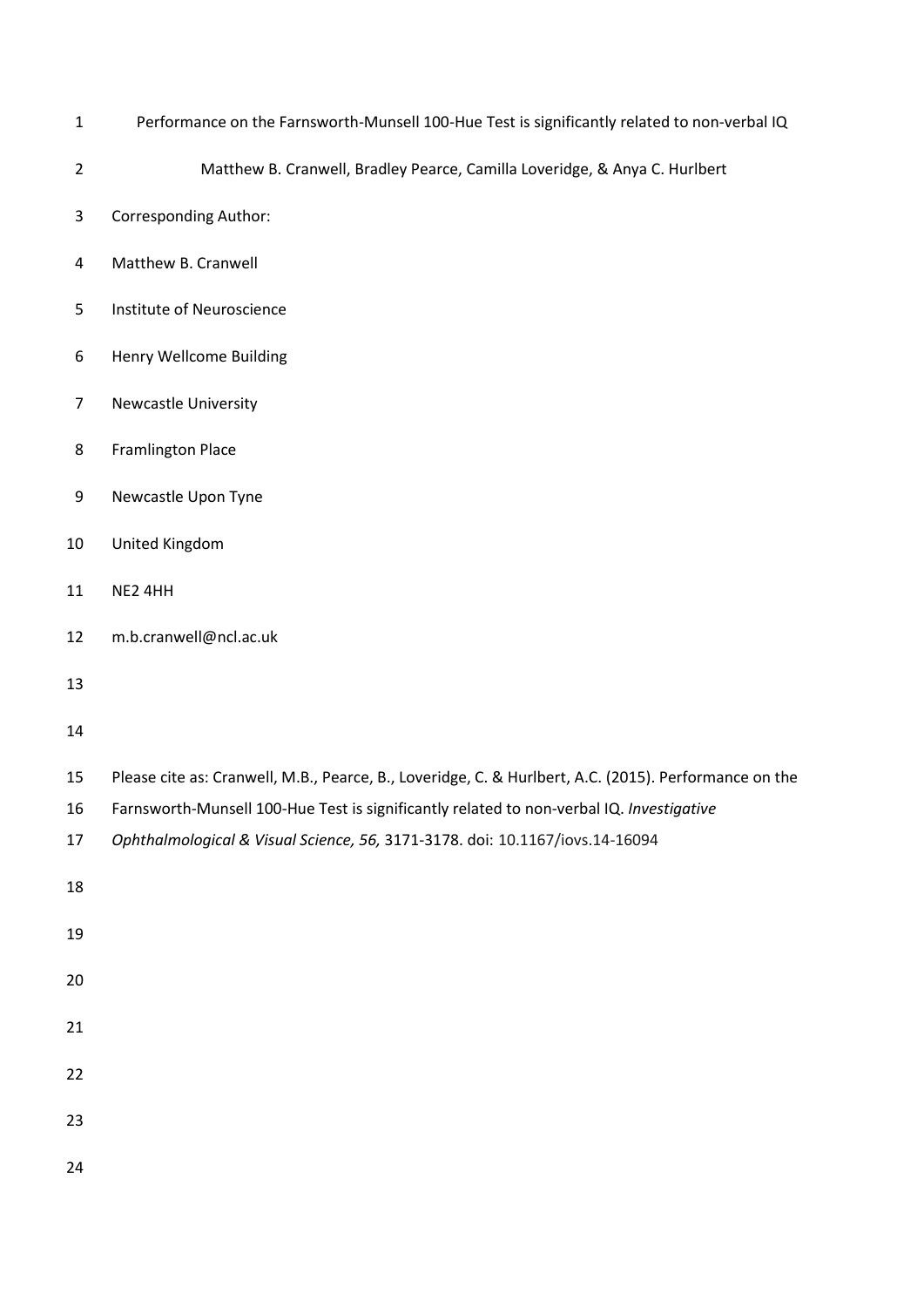# Performance on the Farnsworth-Munsell 100-Hue Test is significantly related to non-verbal IQ

Matthew B. Cranwell, Bradley Pearce, Camilla Loveridge, & Anya C. Hurlbert

Corresponding Author:

Matthew B. Cranwell

Institute of Neuroscience

Henry Wellcome Building

Newcastle University

Framlington Place

Newcastle Upon Tyne

United Kingdom

NE2 4HH

m.b.cranwell@ncl.ac.uk

Please cite as: Cranwell, M.B., Pearce, B., Loveridge, C. & Hurlbert, A.C. (2015). Performance on the Farnsworth-Munsell 100-Hue Test is significantly related to non-verbal IQ. *Investigative Ophthalmological & Visual Science, 56,* 3171-3178. doi: 10.1167/iovs.14-16094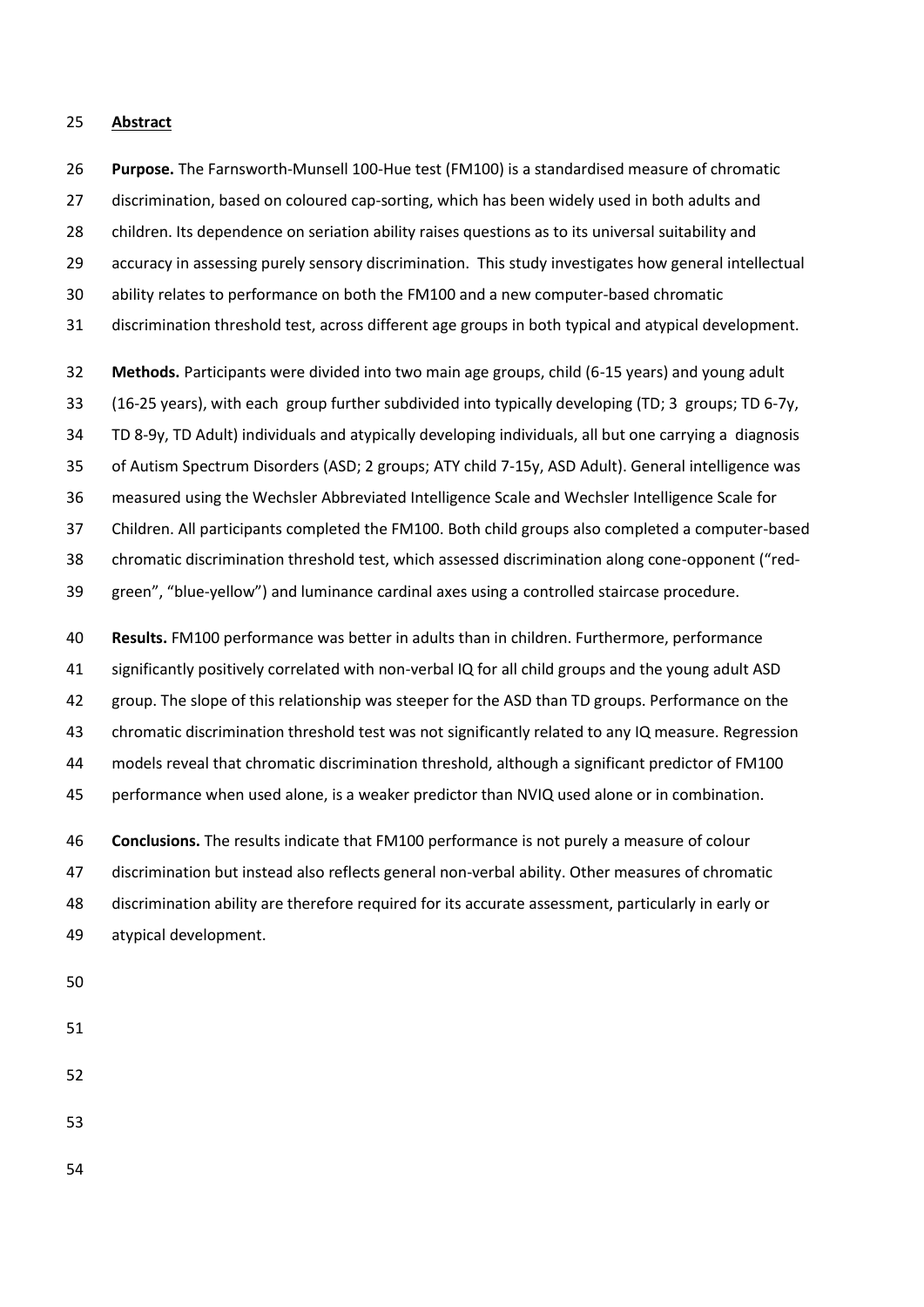## Abstract

**Purpose.** The Farnsworth-Munsell 100-Hue test (FM100) is a standardised measure of chromatic discrimination, based on coloured cap-sorting, which has been widely used in both adults and children. Its dependence on seriation ability raises questions as to its universal suitability and accuracy in assessing purely sensory discrimination. This study investigates how general intellectual ability relates to performance on both the FM100 and a new computer-based chromatic discrimination threshold test, across different age groups in both typical and atypical development.

**Methods.** Participants were divided into two main age groups, child (6-15 years) and young adult (16-25 years), with each group further subdivided into typically developing (TD; 3 groups; TD 6-7y, TD 8-9y, TD Adult) individuals and atypically developing individuals, all but one carrying a diagnosis of Autism Spectrum Disorders (ASD; 2 groups; ATY child 7-15y, ASD Adult). General intelligence was measured using the Wechsler Abbreviated Intelligence Scale and Wechsler Intelligence Scale for Children. All participants completed the FM100. Both child groups also completed a computer-based chromatic discrimination threshold test, which assessed discrimination along cone-opponent ("red-green", "blue-yellow") and luminance cardinal axes using a controlled staircase procedure.

**Results.** FM100 performance was better in adults than in children. Furthermore, performance significantly positively correlated with non-verbal IQ for all child groups and the young adult ASD group. The slope of this relationship was steeper for the ASD than TD groups. Performance on the chromatic discrimination threshold test was not significantly related to any IQ measure. Regression models reveal that chromatic discrimination threshold, although a significant predictor of FM100 performance when used alone, is a weaker predictor than NVIQ used alone or in combination.

**Conclusions.** The results indicate that FM100 performance is not purely a measure of colour discrimination but instead also reflects general non-verbal ability. Other measures of chromatic discrimination ability are therefore required for its accurate assessment, particularly in early or atypical development.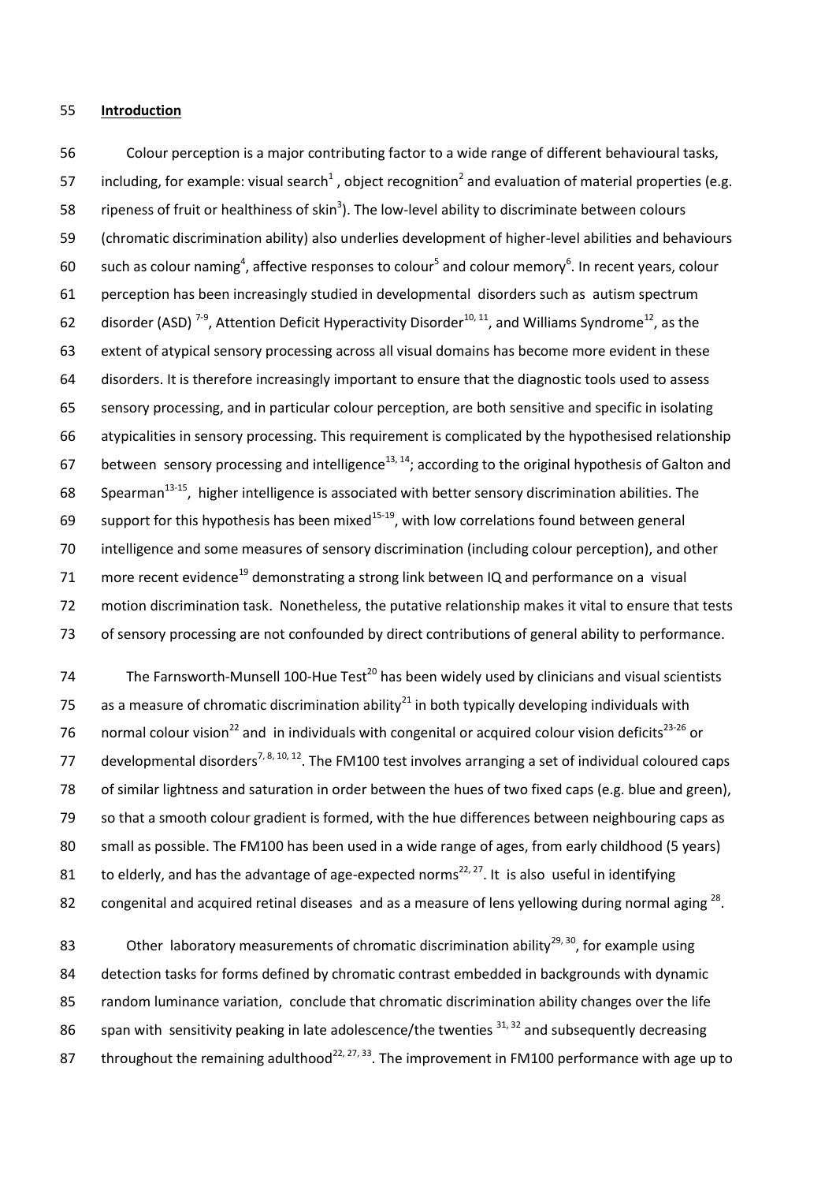## Introduction

Colour perception is a major contributing factor to a wide range of different behavioural tasks, including, for example: visual search[1] , object recognition[2] and evaluation of material properties (e.g. ripeness of fruit or healthiness of skin[3]). The low-level ability to discriminate between colours (chromatic discrimination ability) also underlies development of higher-level abilities and behaviours such as colour naming[4], affective responses to colour[5] and colour memory[6]. In recent years, colour perception has been increasingly studied in developmental disorders such as autism spectrum disorder (ASD) [7-9], Attention Deficit Hyperactivity Disorder[10, 11], and Williams Syndrome[12], as the extent of atypical sensory processing across all visual domains has become more evident in these disorders. It is therefore increasingly important to ensure that the diagnostic tools used to assess sensory processing, and in particular colour perception, are both sensitive and specific in isolating atypicalities in sensory processing. This requirement is complicated by the hypothesised relationship between sensory processing and intelligence[13, 14]; according to the original hypothesis of Galton and Spearman[13-15], higher intelligence is associated with better sensory discrimination abilities. The support for this hypothesis has been mixed[15-19], with low correlations found between general intelligence and some measures of sensory discrimination (including colour perception), and other more recent evidence[19] demonstrating a strong link between IQ and performance on a visual motion discrimination task. Nonetheless, the putative relationship makes it vital to ensure that tests of sensory processing are not confounded by direct contributions of general ability to performance.

The Farnsworth-Munsell 100-Hue Test[20] has been widely used by clinicians and visual scientists as a measure of chromatic discrimination ability[21] in both typically developing individuals with normal colour vision[22] and in individuals with congenital or acquired colour vision deficits[23-26] or developmental disorders[7, 8, 10, 12]. The FM100 test involves arranging a set of individual coloured caps of similar lightness and saturation in order between the hues of two fixed caps (e.g. blue and green), so that a smooth colour gradient is formed, with the hue differences between neighbouring caps as small as possible. The FM100 has been used in a wide range of ages, from early childhood (5 years) to elderly, and has the advantage of age-expected norms[22, 27]. It is also useful in identifying congenital and acquired retinal diseases and as a measure of lens yellowing during normal aging [28].

Other laboratory measurements of chromatic discrimination ability[29, 30], for example using detection tasks for forms defined by chromatic contrast embedded in backgrounds with dynamic random luminance variation, conclude that chromatic discrimination ability changes over the life span with sensitivity peaking in late adolescence/the twenties [31, 32] and subsequently decreasing throughout the remaining adulthood[22, 27, 33]. The improvement in FM100 performance with age up to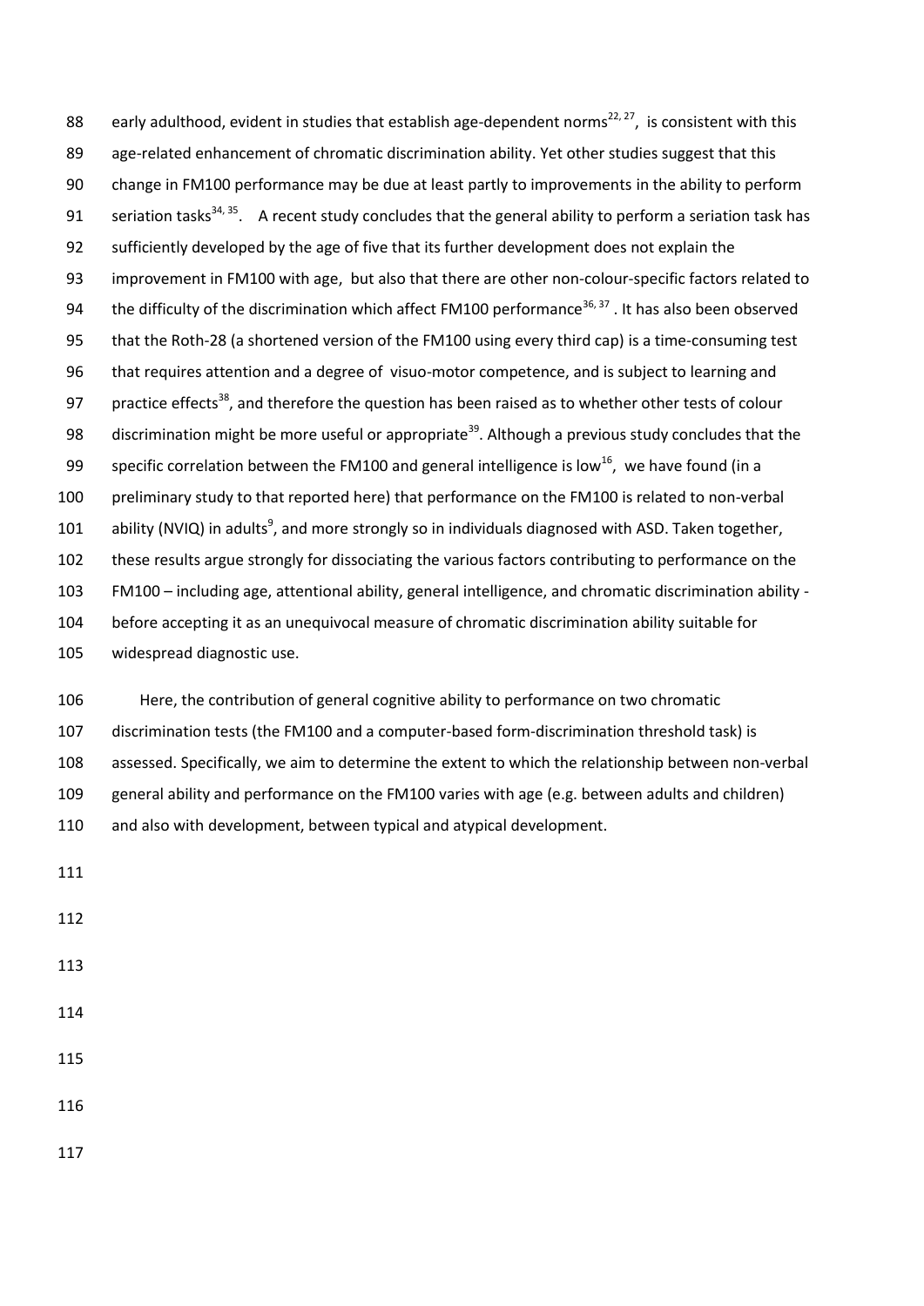early adulthood, evident in studies that establish age-dependent norms[22, 27], is consistent with this age-related enhancement of chromatic discrimination ability. Yet other studies suggest that this change in FM100 performance may be due at least partly to improvements in the ability to perform seriation tasks[34, 35]. A recent study concludes that the general ability to perform a seriation task has sufficiently developed by the age of five that its further development does not explain the improvement in FM100 with age, but also that there are other non-colour-specific factors related to the difficulty of the discrimination which affect FM100 performance[36, 37]. It has also been observed that the Roth-28 (a shortened version of the FM100 using every third cap) is a time-consuming test that requires attention and a degree of visuo-motor competence, and is subject to learning and practice effects[38], and therefore the question has been raised as to whether other tests of colour discrimination might be more useful or appropriate[39]. Although a previous study concludes that the specific correlation between the FM100 and general intelligence is low[16], we have found (in a preliminary study to that reported here) that performance on the FM100 is related to non-verbal ability (NVIQ) in adults[9], and more strongly so in individuals diagnosed with ASD. Taken together, these results argue strongly for dissociating the various factors contributing to performance on the FM100 – including age, attentional ability, general intelligence, and chromatic discrimination ability - before accepting it as an unequivocal measure of chromatic discrimination ability suitable for widespread diagnostic use.

Here, the contribution of general cognitive ability to performance on two chromatic discrimination tests (the FM100 and a computer-based form-discrimination threshold task) is assessed. Specifically, we aim to determine the extent to which the relationship between non-verbal general ability and performance on the FM100 varies with age (e.g. between adults and children) and also with development, between typical and atypical development.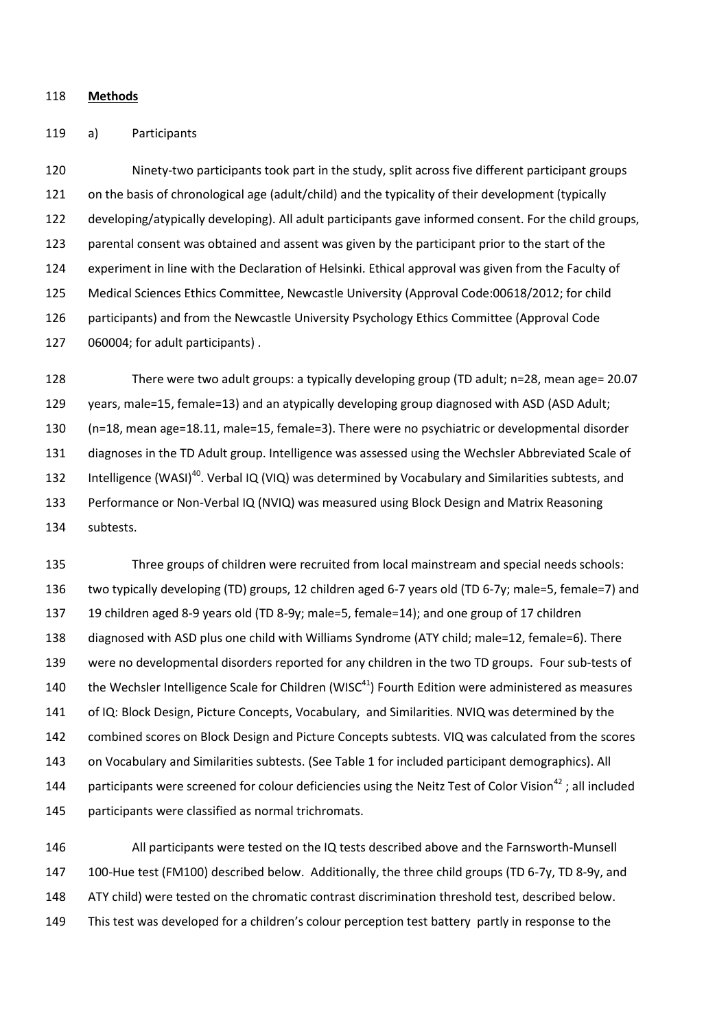## Methods

a) Participants

Ninety-two participants took part in the study, split across five different participant groups on the basis of chronological age (adult/child) and the typicality of their development (typically developing/atypically developing). All adult participants gave informed consent. For the child groups, parental consent was obtained and assent was given by the participant prior to the start of the experiment in line with the Declaration of Helsinki. Ethical approval was given from the Faculty of Medical Sciences Ethics Committee, Newcastle University (Approval Code:00618/2012; for child participants) and from the Newcastle University Psychology Ethics Committee (Approval Code 060004; for adult participants) .

There were two adult groups: a typically developing group (TD adult; n=28, mean age= 20.07 years, male=15, female=13) and an atypically developing group diagnosed with ASD (ASD Adult; (n=18, mean age=18.11, male=15, female=3). There were no psychiatric or developmental disorder diagnoses in the TD Adult group. Intelligence was assessed using the Wechsler Abbreviated Scale of Intelligence (WASI)[40]. Verbal IQ (VIQ) was determined by Vocabulary and Similarities subtests, and Performance or Non-Verbal IQ (NVIQ) was measured using Block Design and Matrix Reasoning subtests.

Three groups of children were recruited from local mainstream and special needs schools: two typically developing (TD) groups, 12 children aged 6-7 years old (TD 6-7y; male=5, female=7) and 19 children aged 8-9 years old (TD 8-9y; male=5, female=14); and one group of 17 children diagnosed with ASD plus one child with Williams Syndrome (ATY child; male=12, female=6). There were no developmental disorders reported for any children in the two TD groups. Four sub-tests of the Wechsler Intelligence Scale for Children (WISC[41]) Fourth Edition were administered as measures of IQ: Block Design, Picture Concepts, Vocabulary, and Similarities. NVIQ was determined by the combined scores on Block Design and Picture Concepts subtests. VIQ was calculated from the scores on Vocabulary and Similarities subtests. (See Table 1 for included participant demographics). All participants were screened for colour deficiencies using the Neitz Test of Color Vision[42] ; all included participants were classified as normal trichromats.

All participants were tested on the IQ tests described above and the Farnsworth-Munsell 100-Hue test (FM100) described below. Additionally, the three child groups (TD 6-7y, TD 8-9y, and ATY child) were tested on the chromatic contrast discrimination threshold test, described below. This test was developed for a children's colour perception test battery partly in response to the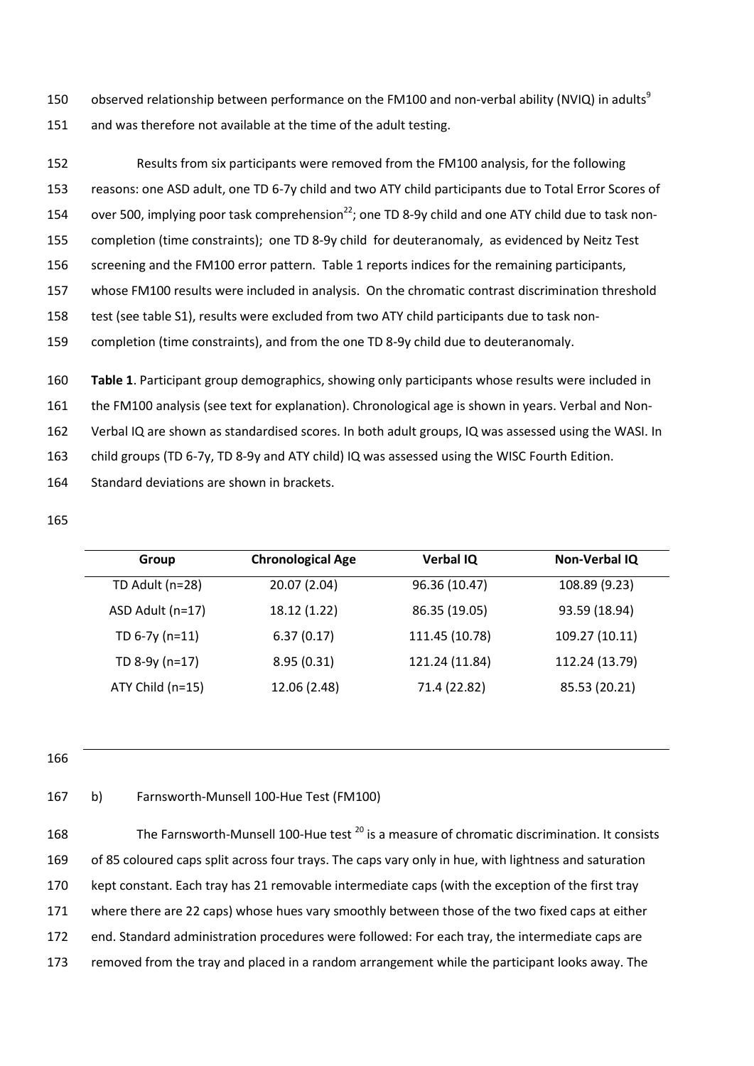observed relationship between performance on the FM100 and non-verbal ability (NVIQ) in adults[9] and was therefore not available at the time of the adult testing.

Results from six participants were removed from the FM100 analysis, for the following reasons: one ASD adult, one TD 6-7y child and two ATY child participants due to Total Error Scores of over 500, implying poor task comprehension[22]; one TD 8-9y child and one ATY child due to task non-completion (time constraints); one TD 8-9y child for deuteranomaly, as evidenced by Neitz Test screening and the FM100 error pattern. Table 1 reports indices for the remaining participants, whose FM100 results were included in analysis. On the chromatic contrast discrimination threshold test (see table S1), results were excluded from two ATY child participants due to task non-completion (time constraints), and from the one TD 8-9y child due to deuteranomaly.

**Table 1**. Participant group demographics, showing only participants whose results were included in the FM100 analysis (see text for explanation). Chronological age is shown in years. Verbal and Non-Verbal IQ are shown as standardised scores. In both adult groups, IQ was assessed using the WASI. In child groups (TD 6-7y, TD 8-9y and ATY child) IQ was assessed using the WISC Fourth Edition. Standard deviations are shown in brackets.

| Group | Chronological Age | Verbal IQ | Non-Verbal IQ |
|---|---|---|---|
| TD Adult (n=28) | 20.07 (2.04) | 96.36 (10.47) | 108.89 (9.23) |
| ASD Adult (n=17) | 18.12 (1.22) | 86.35 (19.05) | 93.59 (18.94) |
| TD 6-7y (n=11) | 6.37 (0.17) | 111.45 (10.78) | 109.27 (10.11) |
| TD 8-9y (n=17) | 8.95 (0.31) | 121.24 (11.84) | 112.24 (13.79) |
| ATY Child (n=15) | 12.06 (2.48) | 71.4 (22.82) | 85.53 (20.21) |

b) Farnsworth-Munsell 100-Hue Test (FM100)

The Farnsworth-Munsell 100-Hue test [20] is a measure of chromatic discrimination. It consists of 85 coloured caps split across four trays. The caps vary only in hue, with lightness and saturation kept constant. Each tray has 21 removable intermediate caps (with the exception of the first tray where there are 22 caps) whose hues vary smoothly between those of the two fixed caps at either end. Standard administration procedures were followed: For each tray, the intermediate caps are removed from the tray and placed in a random arrangement while the participant looks away. The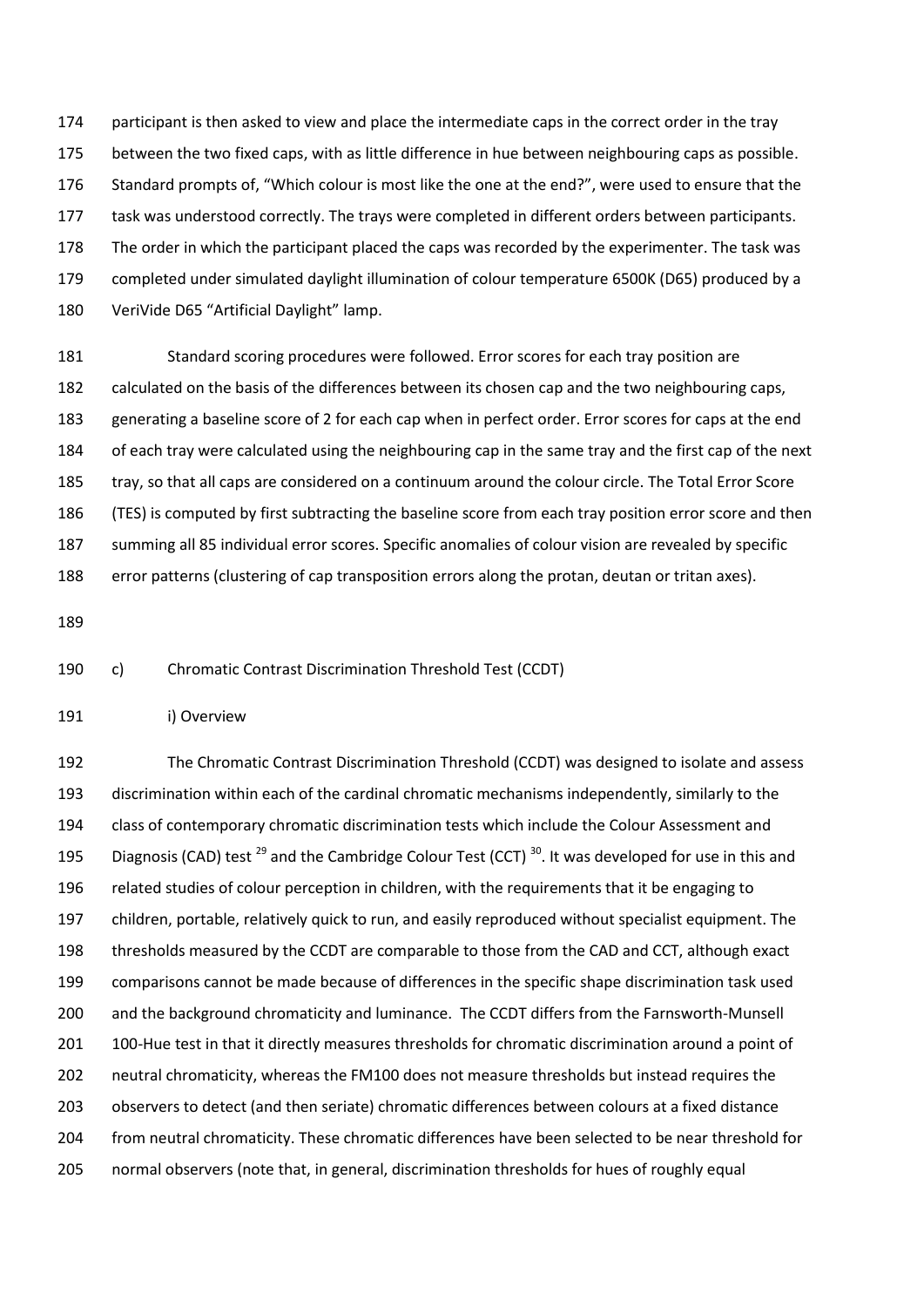participant is then asked to view and place the intermediate caps in the correct order in the tray between the two fixed caps, with as little difference in hue between neighbouring caps as possible. Standard prompts of, "Which colour is most like the one at the end?", were used to ensure that the task was understood correctly. The trays were completed in different orders between participants. The order in which the participant placed the caps was recorded by the experimenter. The task was completed under simulated daylight illumination of colour temperature 6500K (D65) produced by a VeriVide D65 "Artificial Daylight" lamp.

Standard scoring procedures were followed. Error scores for each tray position are calculated on the basis of the differences between its chosen cap and the two neighbouring caps, generating a baseline score of 2 for each cap when in perfect order. Error scores for caps at the end of each tray were calculated using the neighbouring cap in the same tray and the first cap of the next tray, so that all caps are considered on a continuum around the colour circle. The Total Error Score (TES) is computed by first subtracting the baseline score from each tray position error score and then summing all 85 individual error scores. Specific anomalies of colour vision are revealed by specific error patterns (clustering of cap transposition errors along the protan, deutan or tritan axes).

c) Chromatic Contrast Discrimination Threshold Test (CCDT)

i) Overview

The Chromatic Contrast Discrimination Threshold (CCDT) was designed to isolate and assess discrimination within each of the cardinal chromatic mechanisms independently, similarly to the class of contemporary chromatic discrimination tests which include the Colour Assessment and Diagnosis (CAD) test [29] and the Cambridge Colour Test (CCT) [30]. It was developed for use in this and related studies of colour perception in children, with the requirements that it be engaging to children, portable, relatively quick to run, and easily reproduced without specialist equipment. The thresholds measured by the CCDT are comparable to those from the CAD and CCT, although exact comparisons cannot be made because of differences in the specific shape discrimination task used and the background chromaticity and luminance. The CCDT differs from the Farnsworth-Munsell 100-Hue test in that it directly measures thresholds for chromatic discrimination around a point of neutral chromaticity, whereas the FM100 does not measure thresholds but instead requires the observers to detect (and then seriate) chromatic differences between colours at a fixed distance from neutral chromaticity. These chromatic differences have been selected to be near threshold for normal observers (note that, in general, discrimination thresholds for hues of roughly equal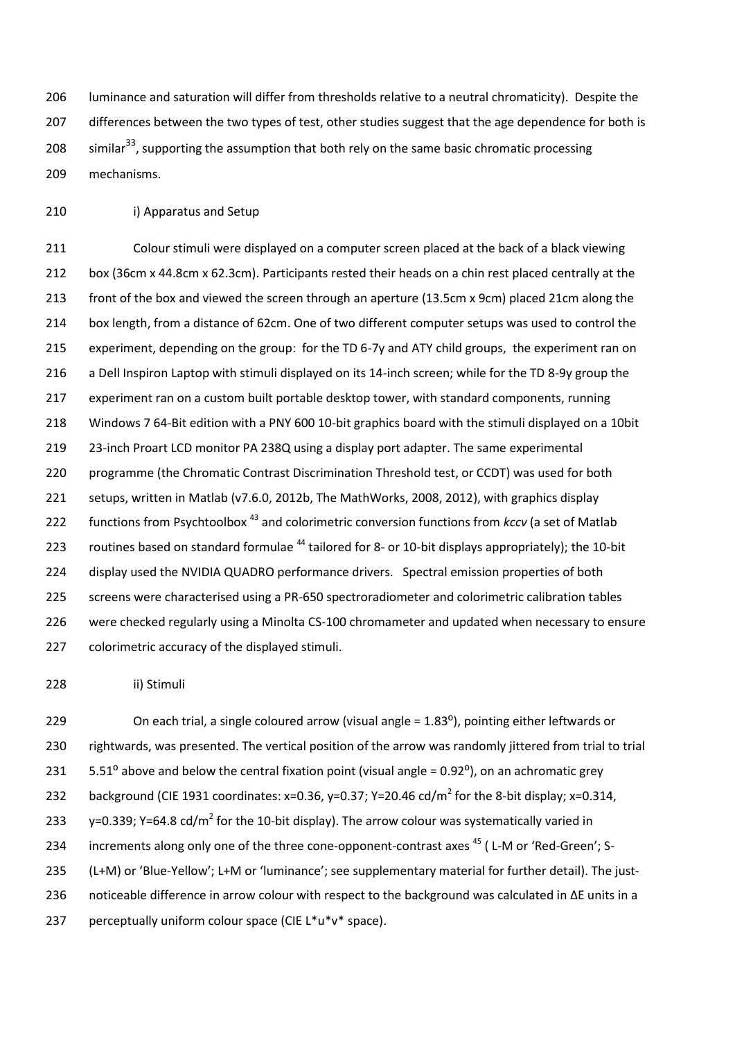luminance and saturation will differ from thresholds relative to a neutral chromaticity). Despite the differences between the two types of test, other studies suggest that the age dependence for both is similar[33], supporting the assumption that both rely on the same basic chromatic processing mechanisms.

i) Apparatus and Setup

Colour stimuli were displayed on a computer screen placed at the back of a black viewing box (36cm x 44.8cm x 62.3cm). Participants rested their heads on a chin rest placed centrally at the front of the box and viewed the screen through an aperture (13.5cm x 9cm) placed 21cm along the box length, from a distance of 62cm. One of two different computer setups was used to control the experiment, depending on the group: for the TD 6-7y and ATY child groups, the experiment ran on a Dell Inspiron Laptop with stimuli displayed on its 14-inch screen; while for the TD 8-9y group the experiment ran on a custom built portable desktop tower, with standard components, running Windows 7 64-Bit edition with a PNY 600 10-bit graphics board with the stimuli displayed on a 10bit 23-inch Proart LCD monitor PA 238Q using a display port adapter. The same experimental programme (the Chromatic Contrast Discrimination Threshold test, or CCDT) was used for both setups, written in Matlab (v7.6.0, 2012b, The MathWorks, 2008, 2012), with graphics display functions from Psychtoolbox [43] and colorimetric conversion functions from *kccv* (a set of Matlab routines based on standard formulae [44] tailored for 8- or 10-bit displays appropriately); the 10-bit display used the NVIDIA QUADRO performance drivers. Spectral emission properties of both screens were characterised using a PR-650 spectroradiometer and colorimetric calibration tables were checked regularly using a Minolta CS-100 chromameter and updated when necessary to ensure colorimetric accuracy of the displayed stimuli.

ii) Stimuli

On each trial, a single coloured arrow (visual angle = $1.83^{o}$), pointing either leftwards or rightwards, was presented. The vertical position of the arrow was randomly jittered from trial to trial $5.51^{o}$ above and below the central fixation point (visual angle = $0.92^{o}$), on an achromatic grey background (CIE 1931 coordinates: x=0.36, y=0.37; Y=20.46 cd/$m^2$ for the 8-bit display; x=0.314, y=0.339; Y=64.8 cd/$m^2$ for the 10-bit display). The arrow colour was systematically varied in increments along only one of the three cone-opponent-contrast axes [45] ( L-M or 'Red-Green'; S-(L+M) or 'Blue-Yellow'; L+M or 'luminance'; see supplementary material for further detail). The just-noticeable difference in arrow colour with respect to the background was calculated in ΔE units in a perceptually uniform colour space (CIE L*u*v* space).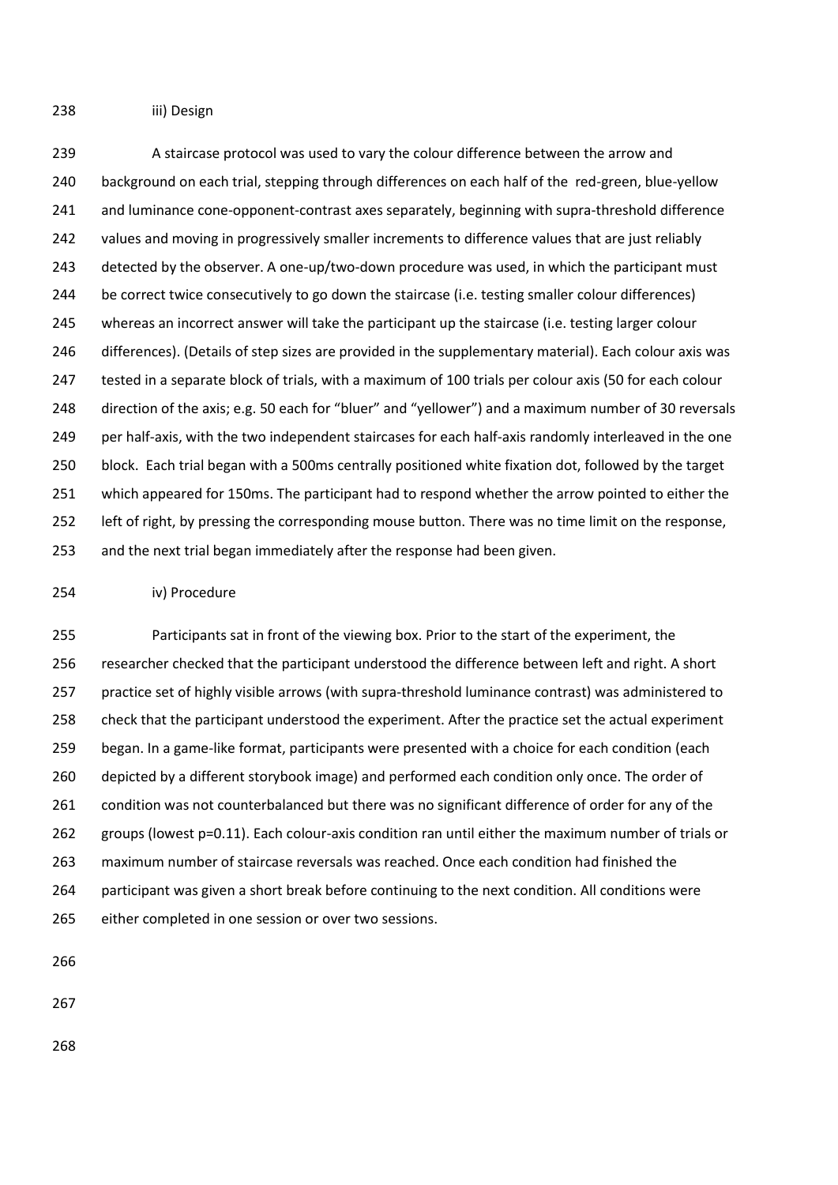### iii) Design

A staircase protocol was used to vary the colour difference between the arrow and background on each trial, stepping through differences on each half of the red-green, blue-yellow and luminance cone-opponent-contrast axes separately, beginning with supra-threshold difference values and moving in progressively smaller increments to difference values that are just reliably detected by the observer. A one-up/two-down procedure was used, in which the participant must be correct twice consecutively to go down the staircase (i.e. testing smaller colour differences) whereas an incorrect answer will take the participant up the staircase (i.e. testing larger colour differences). (Details of step sizes are provided in the supplementary material). Each colour axis was tested in a separate block of trials, with a maximum of 100 trials per colour axis (50 for each colour direction of the axis; e.g. 50 each for "bluer" and "yellower") and a maximum number of 30 reversals per half-axis, with the two independent staircases for each half-axis randomly interleaved in the one block. Each trial began with a 500ms centrally positioned white fixation dot, followed by the target which appeared for 150ms. The participant had to respond whether the arrow pointed to either the left of right, by pressing the corresponding mouse button. There was no time limit on the response, and the next trial began immediately after the response had been given.

### iv) Procedure

Participants sat in front of the viewing box. Prior to the start of the experiment, the researcher checked that the participant understood the difference between left and right. A short practice set of highly visible arrows (with supra-threshold luminance contrast) was administered to check that the participant understood the experiment. After the practice set the actual experiment began. In a game-like format, participants were presented with a choice for each condition (each depicted by a different storybook image) and performed each condition only once. The order of condition was not counterbalanced but there was no significant difference of order for any of the groups (lowest $p=0.11$). Each colour-axis condition ran until either the maximum number of trials or maximum number of staircase reversals was reached. Once each condition had finished the participant was given a short break before continuing to the next condition. All conditions were either completed in one session or over two sessions.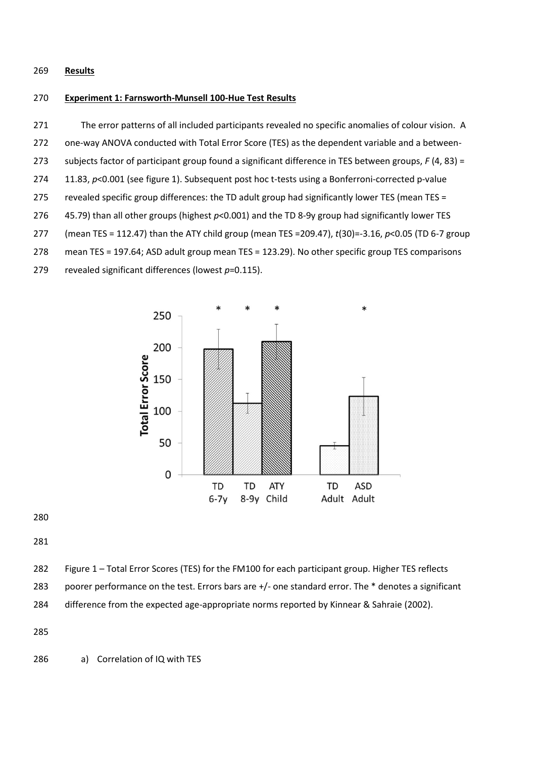## Results

### Experiment 1: Farnsworth-Munsell 100-Hue Test Results

The error patterns of all included participants revealed no specific anomalies of colour vision. A one-way ANOVA conducted with Total Error Score (TES) as the dependent variable and a between-subjects factor of participant group found a significant difference in TES between groups, $F(4, 83) = 11.83$, $p<0.001$ (see figure 1). Subsequent post hoc t-tests using a Bonferroni-corrected p-value revealed specific group differences: the TD adult group had significantly lower TES (mean TES = 45.79) than all other groups (highest $p<0.001$) and the TD 8-9y group had significantly lower TES (mean TES = 112.47) than the ATY child group (mean TES =209.47), $t(30)=-3.16$, $p<0.05$ (TD 6-7 group mean TES = 197.64; ASD adult group mean TES = 123.29). No other specific group TES comparisons revealed significant differences (lowest $p=0.115$).

Figure 1 – Total Error Scores (TES) for the FM100 for each participant group. Higher TES reflects poorer performance on the test. Errors bars are +/- one standard error. The * denotes a significant difference from the expected age-appropriate norms reported by Kinnear & Sahraie (2002).

a) Correlation of IQ with TES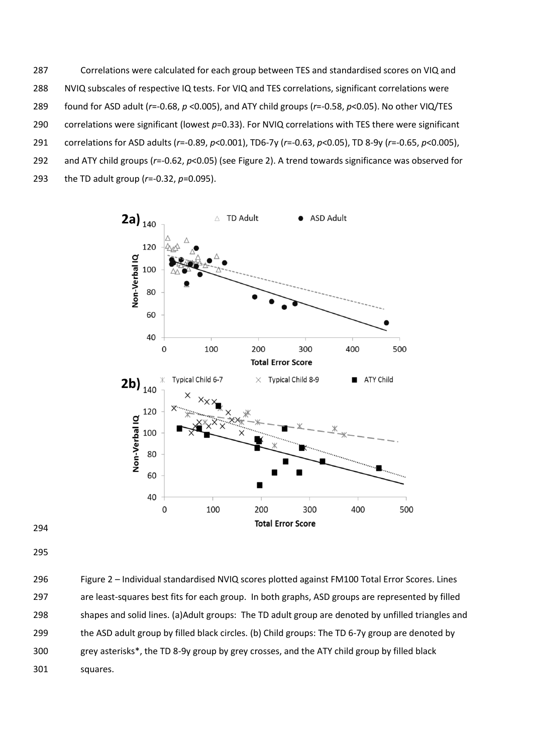Correlations were calculated for each group between TES and standardised scores on VIQ and NVIQ subscales of respective IQ tests. For VIQ and TES correlations, significant correlations were found for ASD adult ($r$=-0.68, $p$ <0.005), and ATY child groups ($r$=-0.58, $p$<0.05). No other VIQ/TES correlations were significant (lowest $p$=0.33). For NVIQ correlations with TES there were significant correlations for ASD adults ($r$=-0.89, $p$<0.001), TD6-7y ($r$=-0.63, $p$<0.05), TD 8-9y ($r$=-0.65, $p$<0.005), and ATY child groups ($r$=-0.62, $p$<0.05) (see Figure 2). A trend towards significance was observed for the TD adult group ($r$=-0.32, $p$=0.095).

Figure 2 – Individual standardised NVIQ scores plotted against FM100 Total Error Scores. Lines are least-squares best fits for each group. In both graphs, ASD groups are represented by filled shapes and solid lines. (a)Adult groups: The TD adult group are denoted by unfilled triangles and the ASD adult group by filled black circles. (b) Child groups: The TD 6-7y group are denoted by grey asterisks*, the TD 8-9y group by grey crosses, and the ATY child group by filled black squares.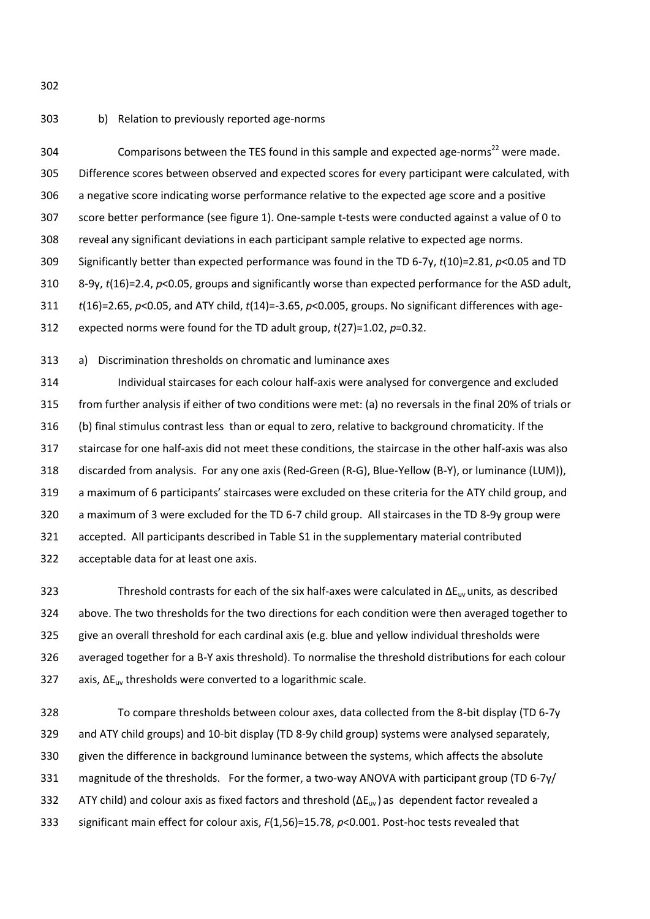b) Relation to previously reported age-norms

Comparisons between the TES found in this sample and expected age-norms[22] were made. Difference scores between observed and expected scores for every participant were calculated, with a negative score indicating worse performance relative to the expected age score and a positive score better performance (see figure 1). One-sample t-tests were conducted against a value of 0 to reveal any significant deviations in each participant sample relative to expected age norms. Significantly better than expected performance was found in the TD 6-7y, $t(10)=2.81$, $p<0.05$ and TD 8-9y, $t(16)=2.4$, $p<0.05$, groups and significantly worse than expected performance for the ASD adult, $t(16)=2.65$, $p<0.05$, and ATY child, $t(14)=-3.65$, $p<0.005$, groups. No significant differences with age-expected norms were found for the TD adult group, $t(27)=1.02$, $p=0.32$.

a) Discrimination thresholds on chromatic and luminance axes

Individual staircases for each colour half-axis were analysed for convergence and excluded from further analysis if either of two conditions were met: (a) no reversals in the final 20% of trials or (b) final stimulus contrast less than or equal to zero, relative to background chromaticity. If the staircase for one half-axis did not meet these conditions, the staircase in the other half-axis was also discarded from analysis. For any one axis (Red-Green (R-G), Blue-Yellow (B-Y), or luminance (LUM)), a maximum of 6 participants' staircases were excluded on these criteria for the ATY child group, and a maximum of 3 were excluded for the TD 6-7 child group. All staircases in the TD 8-9y group were accepted. All participants described in Table S1 in the supplementary material contributed acceptable data for at least one axis.

Threshold contrasts for each of the six half-axes were calculated in $\Delta E_{uv}$ units, as described above. The two thresholds for the two directions for each condition were then averaged together to give an overall threshold for each cardinal axis (e.g. blue and yellow individual thresholds were averaged together for a B-Y axis threshold). To normalise the threshold distributions for each colour axis, $\Delta E_{uv}$ thresholds were converted to a logarithmic scale.

To compare thresholds between colour axes, data collected from the 8-bit display (TD 6-7y and ATY child groups) and 10-bit display (TD 8-9y child group) systems were analysed separately, given the difference in background luminance between the systems, which affects the absolute magnitude of the thresholds. For the former, a two-way ANOVA with participant group (TD 6-7y/ ATY child) and colour axis as fixed factors and threshold ($\Delta E_{uv}$) as dependent factor revealed a significant main effect for colour axis, $F(1,56)=15.78$, $p<0.001$. Post-hoc tests revealed that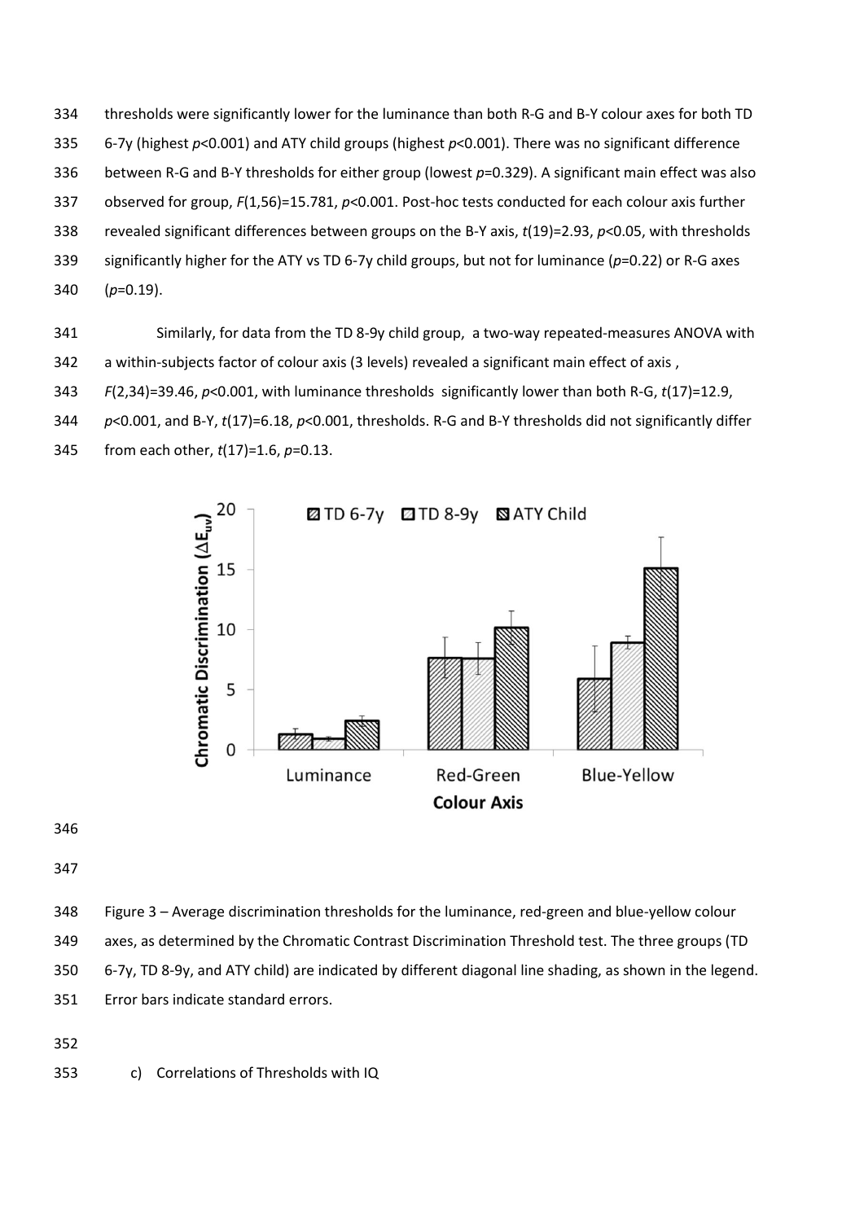thresholds were significantly lower for the luminance than both R-G and B-Y colour axes for both TD 6-7y (highest $p<0.001$) and ATY child groups (highest $p<0.001$). There was no significant difference between R-G and B-Y thresholds for either group (lowest $p=0.329$). A significant main effect was also observed for group, $F(1,56)=15.781$, $p<0.001$. Post-hoc tests conducted for each colour axis further revealed significant differences between groups on the B-Y axis, $t(19)=2.93$, $p<0.05$, with thresholds significantly higher for the ATY vs TD 6-7y child groups, but not for luminance ($p=0.22$) or R-G axes ($p=0.19$).

Similarly, for data from the TD 8-9y child group, a two-way repeated-measures ANOVA with a within-subjects factor of colour axis (3 levels) revealed a significant main effect of axis, $F(2,34)=39.46$, $p<0.001$, with luminance thresholds significantly lower than both R-G, $t(17)=12.9$, $p<0.001$, and B-Y, $t(17)=6.18$, $p<0.001$, thresholds. R-G and B-Y thresholds did not significantly differ from each other, $t(17)=1.6$, $p=0.13$.

Figure 3 – Average discrimination thresholds for the luminance, red-green and blue-yellow colour axes, as determined by the Chromatic Contrast Discrimination Threshold test. The three groups (TD 6-7y, TD 8-9y, and ATY child) are indicated by different diagonal line shading, as shown in the legend. Error bars indicate standard errors.

c) Correlations of Thresholds with IQ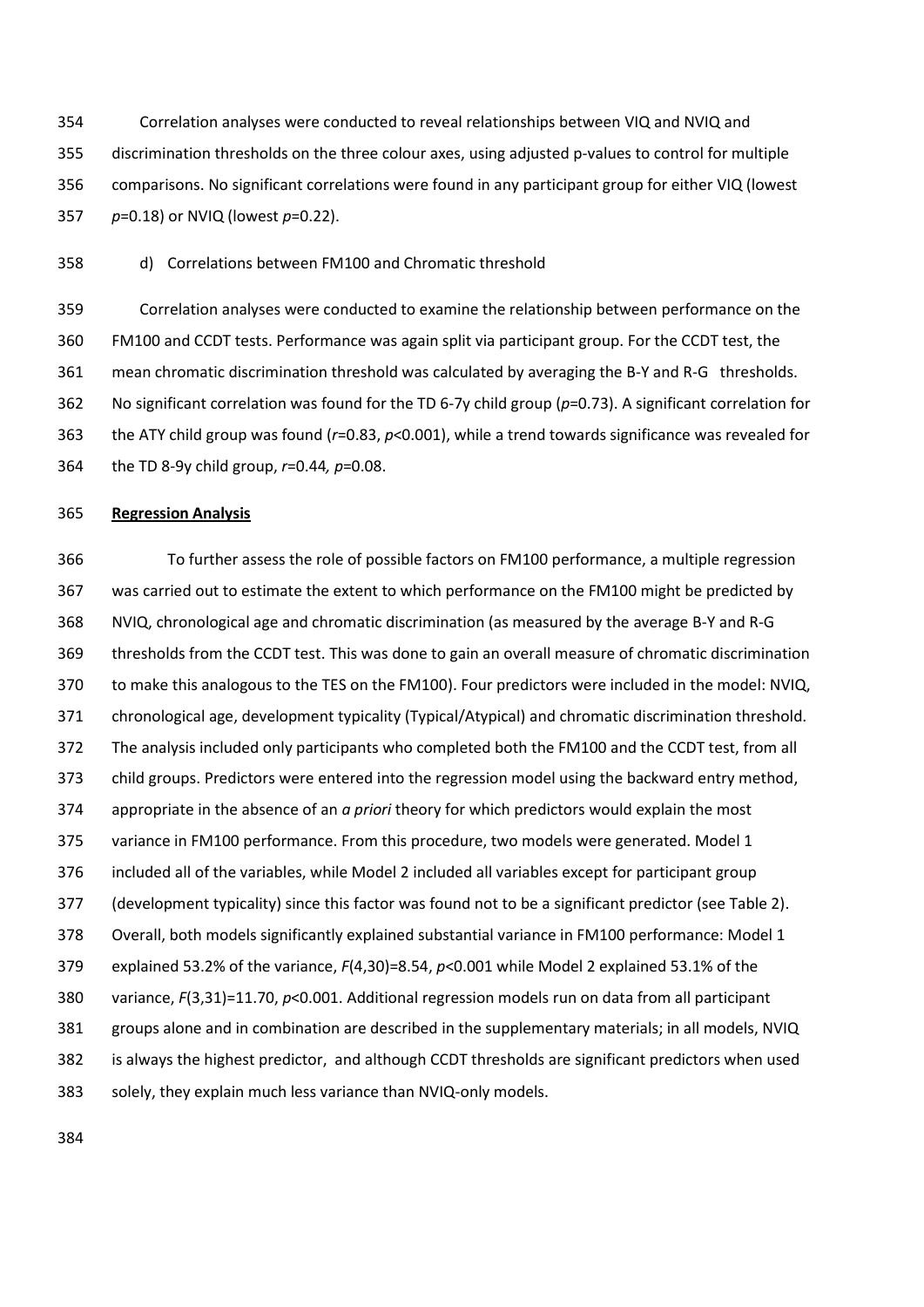Correlation analyses were conducted to reveal relationships between VIQ and NVIQ and discrimination thresholds on the three colour axes, using adjusted p-values to control for multiple comparisons. No significant correlations were found in any participant group for either VIQ (lowest $p$=0.18) or NVIQ (lowest $p$=0.22).

d) Correlations between FM100 and Chromatic threshold

Correlation analyses were conducted to examine the relationship between performance on the FM100 and CCDT tests. Performance was again split via participant group. For the CCDT test, the mean chromatic discrimination threshold was calculated by averaging the B-Y and R-G thresholds. No significant correlation was found for the TD 6-7y child group ($p$=0.73). A significant correlation for the ATY child group was found ($r$=0.83, $p$<0.001), while a trend towards significance was revealed for the TD 8-9y child group, $r$=0.44, $p$=0.08.

**Regression Analysis**

To further assess the role of possible factors on FM100 performance, a multiple regression was carried out to estimate the extent to which performance on the FM100 might be predicted by NVIQ, chronological age and chromatic discrimination (as measured by the average B-Y and R-G thresholds from the CCDT test. This was done to gain an overall measure of chromatic discrimination to make this analogous to the TES on the FM100). Four predictors were included in the model: NVIQ, chronological age, development typicality (Typical/Atypical) and chromatic discrimination threshold. The analysis included only participants who completed both the FM100 and the CCDT test, from all child groups. Predictors were entered into the regression model using the backward entry method, appropriate in the absence of an *a priori* theory for which predictors would explain the most variance in FM100 performance. From this procedure, two models were generated. Model 1 included all of the variables, while Model 2 included all variables except for participant group (development typicality) since this factor was found not to be a significant predictor (see Table 2). Overall, both models significantly explained substantial variance in FM100 performance: Model 1 explained 53.2% of the variance, $F(4,30)$=8.54, $p$<0.001 while Model 2 explained 53.1% of the variance, $F(3,31)$=11.70, $p$<0.001. Additional regression models run on data from all participant groups alone and in combination are described in the supplementary materials; in all models, NVIQ is always the highest predictor, and although CCDT thresholds are significant predictors when used solely, they explain much less variance than NVIQ-only models.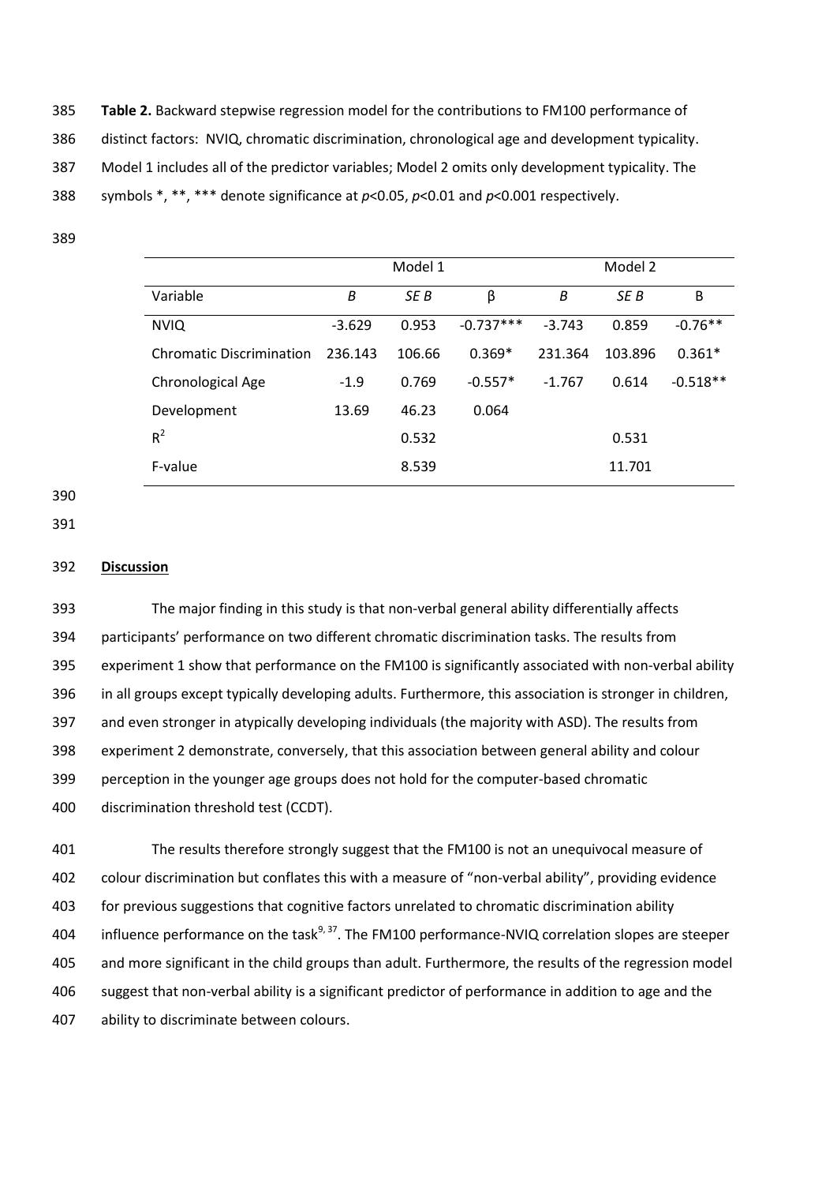**Table 2.** Backward stepwise regression model for the contributions to FM100 performance of distinct factors: NVIQ, chromatic discrimination, chronological age and development typicality. Model 1 includes all of the predictor variables; Model 2 omits only development typicality. The symbols *, **, *** denote significance at $p<0.05$, $p<0.01$ and $p<0.001$ respectively.

| | Model 1 | | | Model 2 | | |
|---|---|---|---|---|---|---|
| Variable | *B* | *SE B* | β | *B* | *SE B* | Β |
| NVIQ | -3.629 | 0.953 | -0.737*** | -3.743 | 0.859 | -0.76** |
| Chromatic Discrimination | 236.143 | 106.66 | 0.369* | 231.364 | 103.896 | 0.361* |
| Chronological Age | -1.9 | 0.769 | -0.557* | -1.767 | 0.614 | -0.518** |
| Development | 13.69 | 46.23 | 0.064 | | | |
| $R^2$ | | 0.532 | | | 0.531 | |
| F-value | | 8.539 | | | 11.701 | |

## Discussion

The major finding in this study is that non-verbal general ability differentially affects participants' performance on two different chromatic discrimination tasks. The results from experiment 1 show that performance on the FM100 is significantly associated with non-verbal ability in all groups except typically developing adults. Furthermore, this association is stronger in children, and even stronger in atypically developing individuals (the majority with ASD). The results from experiment 2 demonstrate, conversely, that this association between general ability and colour perception in the younger age groups does not hold for the computer-based chromatic discrimination threshold test (CCDT).

The results therefore strongly suggest that the FM100 is not an unequivocal measure of colour discrimination but conflates this with a measure of "non-verbal ability", providing evidence for previous suggestions that cognitive factors unrelated to chromatic discrimination ability influence performance on the task[9, 37]. The FM100 performance-NVIQ correlation slopes are steeper and more significant in the child groups than adult. Furthermore, the results of the regression model suggest that non-verbal ability is a significant predictor of performance in addition to age and the ability to discriminate between colours.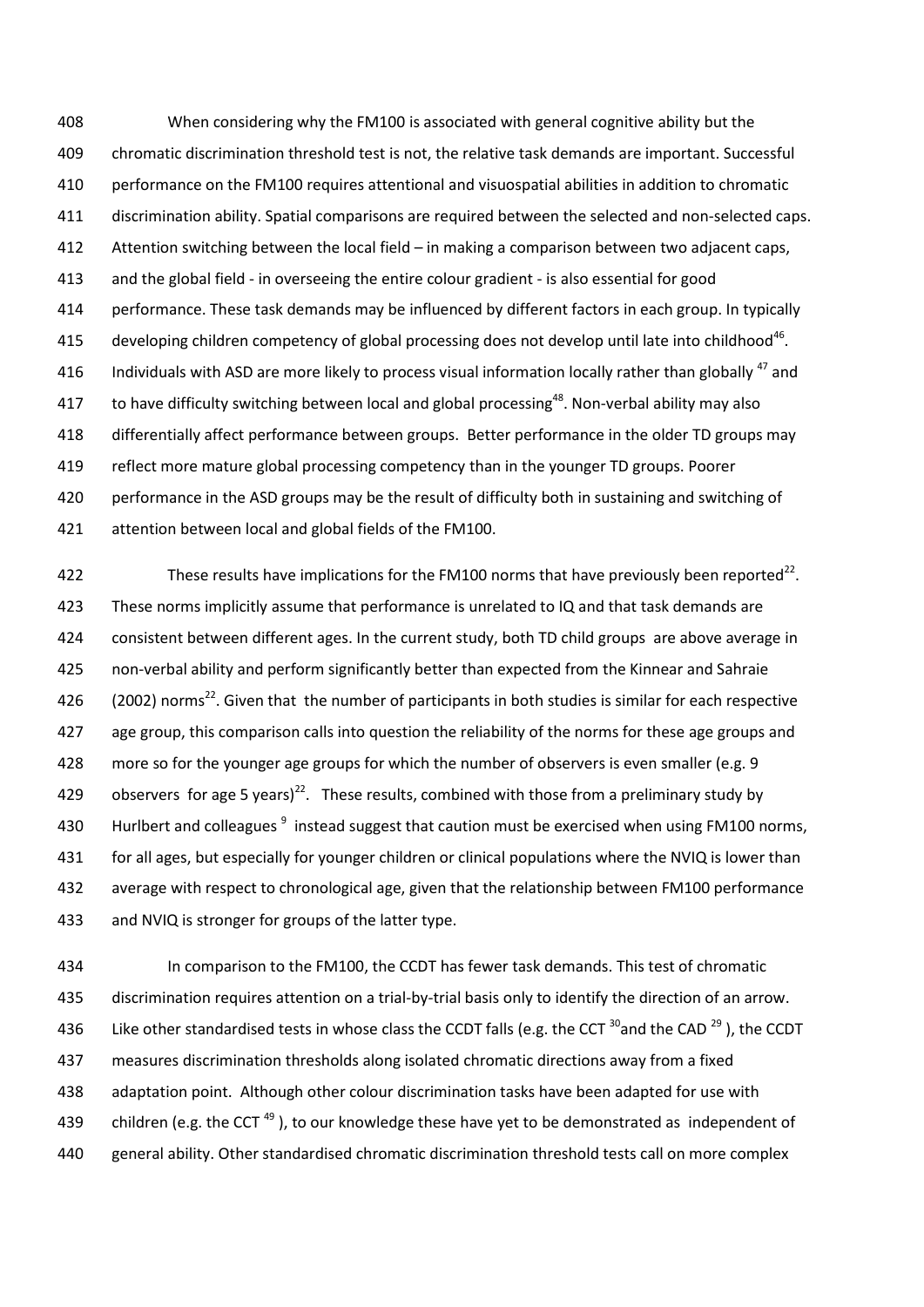When considering why the FM100 is associated with general cognitive ability but the chromatic discrimination threshold test is not, the relative task demands are important. Successful performance on the FM100 requires attentional and visuospatial abilities in addition to chromatic discrimination ability. Spatial comparisons are required between the selected and non-selected caps. Attention switching between the local field – in making a comparison between two adjacent caps, and the global field - in overseeing the entire colour gradient - is also essential for good performance. These task demands may be influenced by different factors in each group. In typically developing children competency of global processing does not develop until late into childhood[46]. Individuals with ASD are more likely to process visual information locally rather than globally [47] and to have difficulty switching between local and global processing[48]. Non-verbal ability may also differentially affect performance between groups. Better performance in the older TD groups may reflect more mature global processing competency than in the younger TD groups. Poorer performance in the ASD groups may be the result of difficulty both in sustaining and switching of attention between local and global fields of the FM100.

These results have implications for the FM100 norms that have previously been reported[22]. These norms implicitly assume that performance is unrelated to IQ and that task demands are consistent between different ages. In the current study, both TD child groups are above average in non-verbal ability and perform significantly better than expected from the Kinnear and Sahraie (2002) norms[22]. Given that the number of participants in both studies is similar for each respective age group, this comparison calls into question the reliability of the norms for these age groups and more so for the younger age groups for which the number of observers is even smaller (e.g. 9 observers for age 5 years)[22]. These results, combined with those from a preliminary study by Hurlbert and colleagues [9] instead suggest that caution must be exercised when using FM100 norms, for all ages, but especially for younger children or clinical populations where the NVIQ is lower than average with respect to chronological age, given that the relationship between FM100 performance and NVIQ is stronger for groups of the latter type.

In comparison to the FM100, the CCDT has fewer task demands. This test of chromatic discrimination requires attention on a trial-by-trial basis only to identify the direction of an arrow. Like other standardised tests in whose class the CCDT falls (e.g. the CCT [30]and the CAD [29] ), the CCDT measures discrimination thresholds along isolated chromatic directions away from a fixed adaptation point. Although other colour discrimination tasks have been adapted for use with children (e.g. the CCT [49] ), to our knowledge these have yet to be demonstrated as independent of general ability. Other standardised chromatic discrimination threshold tests call on more complex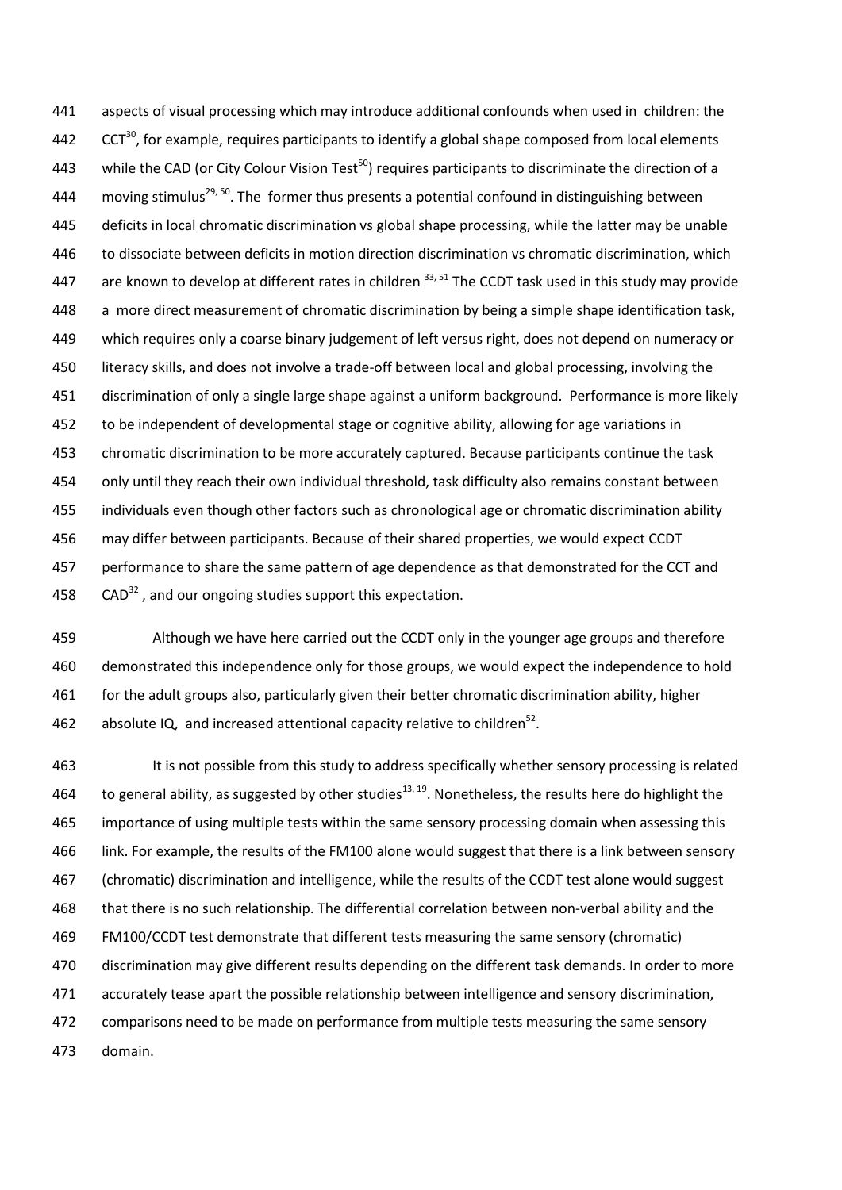aspects of visual processing which may introduce additional confounds when used in children: the CCT[30], for example, requires participants to identify a global shape composed from local elements while the CAD (or City Colour Vision Test[50]) requires participants to discriminate the direction of a moving stimulus[29, 50]. The former thus presents a potential confound in distinguishing between deficits in local chromatic discrimination vs global shape processing, while the latter may be unable to dissociate between deficits in motion direction discrimination vs chromatic discrimination, which are known to develop at different rates in children [33, 51] The CCDT task used in this study may provide a more direct measurement of chromatic discrimination by being a simple shape identification task, which requires only a coarse binary judgement of left versus right, does not depend on numeracy or literacy skills, and does not involve a trade-off between local and global processing, involving the discrimination of only a single large shape against a uniform background. Performance is more likely to be independent of developmental stage or cognitive ability, allowing for age variations in chromatic discrimination to be more accurately captured. Because participants continue the task only until they reach their own individual threshold, task difficulty also remains constant between individuals even though other factors such as chronological age or chromatic discrimination ability may differ between participants. Because of their shared properties, we would expect CCDT performance to share the same pattern of age dependence as that demonstrated for the CCT and CAD[32] , and our ongoing studies support this expectation.

Although we have here carried out the CCDT only in the younger age groups and therefore demonstrated this independence only for those groups, we would expect the independence to hold for the adult groups also, particularly given their better chromatic discrimination ability, higher absolute IQ, and increased attentional capacity relative to children[52].

It is not possible from this study to address specifically whether sensory processing is related to general ability, as suggested by other studies[13, 19]. Nonetheless, the results here do highlight the importance of using multiple tests within the same sensory processing domain when assessing this link. For example, the results of the FM100 alone would suggest that there is a link between sensory (chromatic) discrimination and intelligence, while the results of the CCDT test alone would suggest that there is no such relationship. The differential correlation between non-verbal ability and the FM100/CCDT test demonstrate that different tests measuring the same sensory (chromatic) discrimination may give different results depending on the different task demands. In order to more accurately tease apart the possible relationship between intelligence and sensory discrimination, comparisons need to be made on performance from multiple tests measuring the same sensory domain.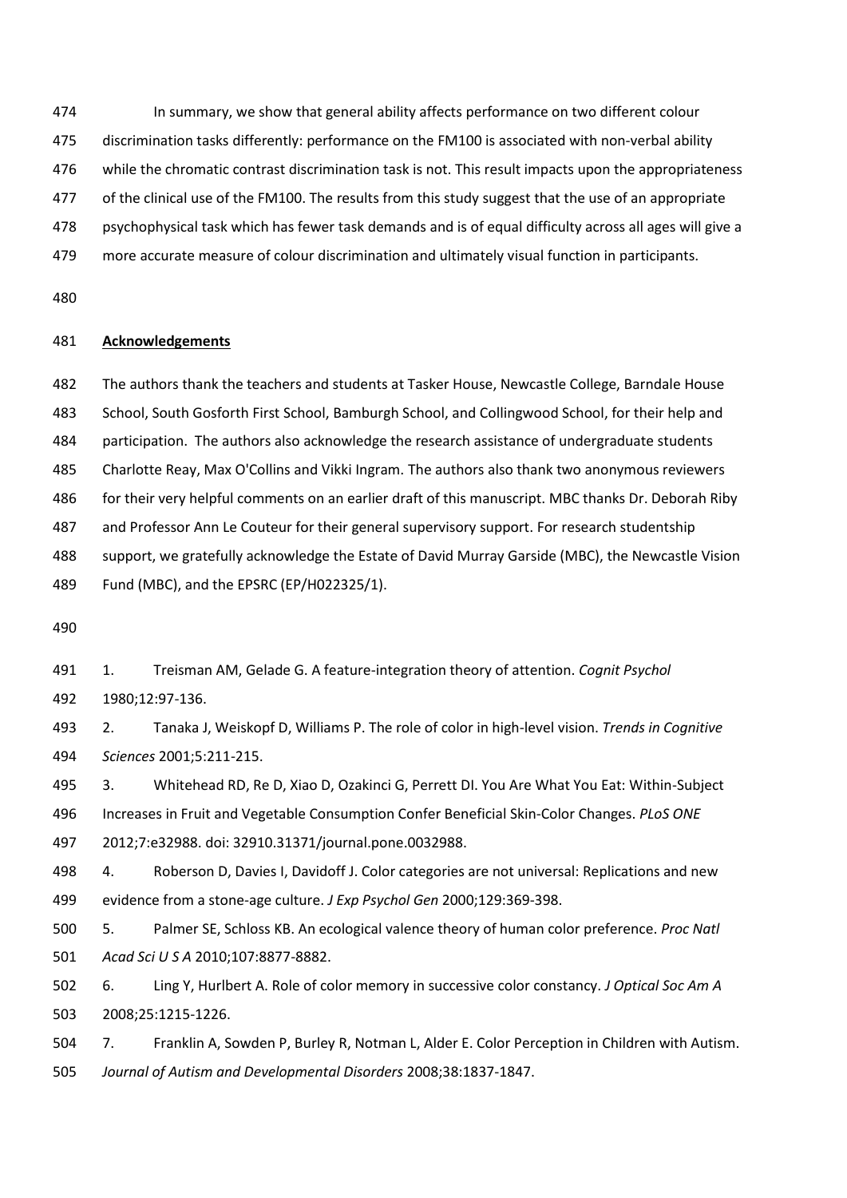In summary, we show that general ability affects performance on two different colour discrimination tasks differently: performance on the FM100 is associated with non-verbal ability while the chromatic contrast discrimination task is not. This result impacts upon the appropriateness of the clinical use of the FM100. The results from this study suggest that the use of an appropriate psychophysical task which has fewer task demands and is of equal difficulty across all ages will give a more accurate measure of colour discrimination and ultimately visual function in participants.

## Acknowledgements

The authors thank the teachers and students at Tasker House, Newcastle College, Barndale House School, South Gosforth First School, Bamburgh School, and Collingwood School, for their help and participation. The authors also acknowledge the research assistance of undergraduate students Charlotte Reay, Max O'Collins and Vikki Ingram. The authors also thank two anonymous reviewers for their very helpful comments on an earlier draft of this manuscript. MBC thanks Dr. Deborah Riby and Professor Ann Le Couteur for their general supervisory support. For research studentship support, we gratefully acknowledge the Estate of David Murray Garside (MBC), the Newcastle Vision Fund (MBC), and the EPSRC (EP/H022325/1).

1. Treisman AM, Gelade G. A feature-integration theory of attention. *Cognit Psychol* 1980;12:97-136.
2. Tanaka J, Weiskopf D, Williams P. The role of color in high-level vision. *Trends in Cognitive Sciences* 2001;5:211-215.
3. Whitehead RD, Re D, Xiao D, Ozakinci G, Perrett DI. You Are What You Eat: Within-Subject Increases in Fruit and Vegetable Consumption Confer Beneficial Skin-Color Changes. *PLoS ONE* 2012;7:e32988. doi: 32910.31371/journal.pone.0032988.
4. Roberson D, Davies I, Davidoff J. Color categories are not universal: Replications and new evidence from a stone-age culture. *J Exp Psychol Gen* 2000;129:369-398.
5. Palmer SE, Schloss KB. An ecological valence theory of human color preference. *Proc Natl Acad Sci U S A* 2010;107:8877-8882.
6. Ling Y, Hurlbert A. Role of color memory in successive color constancy. *J Optical Soc Am A* 2008;25:1215-1226.
7. Franklin A, Sowden P, Burley R, Notman L, Alder E. Color Perception in Children with Autism. *Journal of Autism and Developmental Disorders* 2008;38:1837-1847.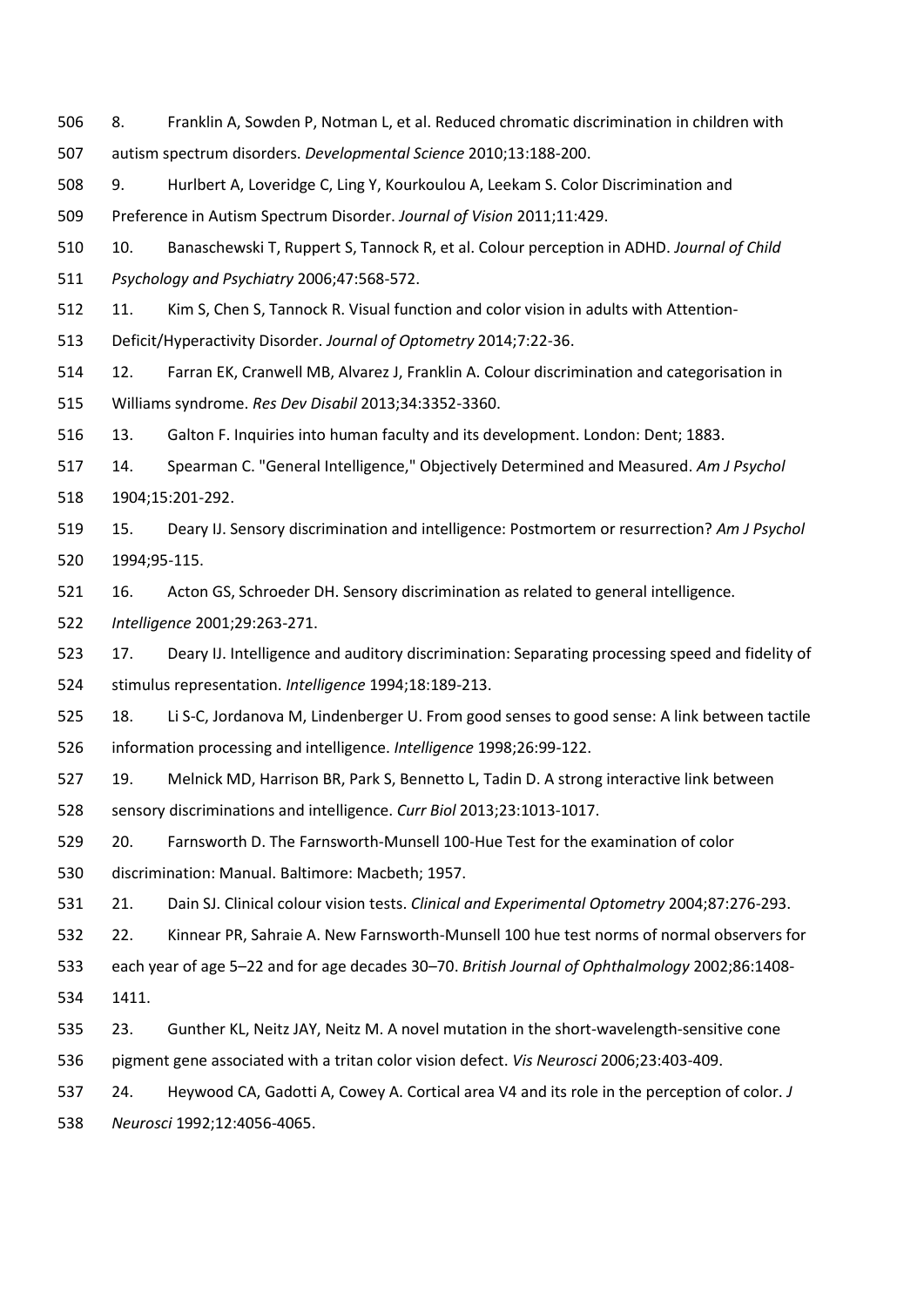8. Franklin A, Sowden P, Notman L, et al. Reduced chromatic discrimination in children with autism spectrum disorders. *Developmental Science* 2010;13:188-200.

9. Hurlbert A, Loveridge C, Ling Y, Kourkoulou A, Leekam S. Color Discrimination and Preference in Autism Spectrum Disorder. *Journal of Vision* 2011;11:429.

10. Banaschewski T, Ruppert S, Tannock R, et al. Colour perception in ADHD. *Journal of Child Psychology and Psychiatry* 2006;47:568-572.

11. Kim S, Chen S, Tannock R. Visual function and color vision in adults with Attention-Deficit/Hyperactivity Disorder. *Journal of Optometry* 2014;7:22-36.

12. Farran EK, Cranwell MB, Alvarez J, Franklin A. Colour discrimination and categorisation in Williams syndrome. *Res Dev Disabil* 2013;34:3352-3360.

13. Galton F. Inquiries into human faculty and its development. London: Dent; 1883.

14. Spearman C. "General Intelligence," Objectively Determined and Measured. *Am J Psychol* 1904;15:201-292.

15. Deary IJ. Sensory discrimination and intelligence: Postmortem or resurrection? *Am J Psychol* 1994;95-115.

16. Acton GS, Schroeder DH. Sensory discrimination as related to general intelligence. *Intelligence* 2001;29:263-271.

17. Deary IJ. Intelligence and auditory discrimination: Separating processing speed and fidelity of stimulus representation. *Intelligence* 1994;18:189-213.

18. Li S-C, Jordanova M, Lindenberger U. From good senses to good sense: A link between tactile information processing and intelligence. *Intelligence* 1998;26:99-122.

19. Melnick MD, Harrison BR, Park S, Bennetto L, Tadin D. A strong interactive link between sensory discriminations and intelligence. *Curr Biol* 2013;23:1013-1017.

20. Farnsworth D. The Farnsworth-Munsell 100-Hue Test for the examination of color discrimination: Manual. Baltimore: Macbeth; 1957.

21. Dain SJ. Clinical colour vision tests. *Clinical and Experimental Optometry* 2004;87:276-293.

22. Kinnear PR, Sahraie A. New Farnsworth-Munsell 100 hue test norms of normal observers for each year of age 5–22 and for age decades 30–70. *British Journal of Ophthalmology* 2002;86:1408-1411.

23. Gunther KL, Neitz JAY, Neitz M. A novel mutation in the short-wavelength-sensitive cone pigment gene associated with a tritan color vision defect. *Vis Neurosci* 2006;23:403-409.

24. Heywood CA, Gadotti A, Cowey A. Cortical area V4 and its role in the perception of color. *J Neurosci* 1992;12:4056-4065.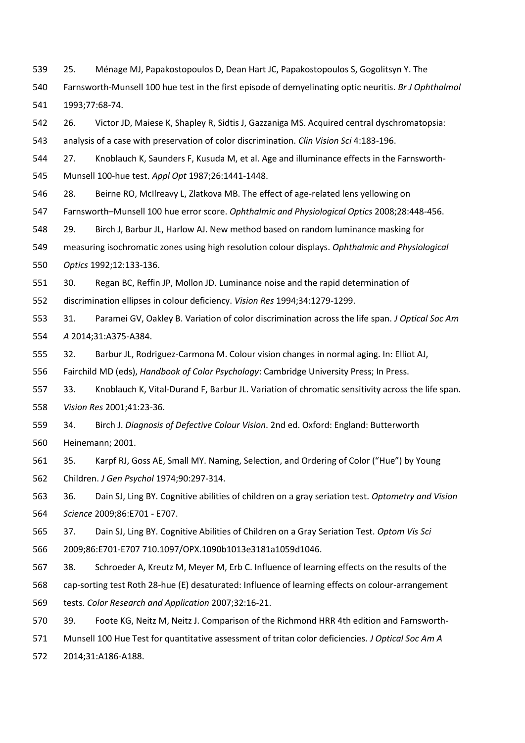25. Ménage MJ, Papakostopoulos D, Dean Hart JC, Papakostopoulos S, Gogolitsyn Y. The Farnsworth-Munsell 100 hue test in the first episode of demyelinating optic neuritis. *Br J Ophthalmol* 1993;77:68-74.

26. Victor JD, Maiese K, Shapley R, Sidtis J, Gazzaniga MS. Acquired central dyschromatopsia: analysis of a case with preservation of color discrimination. *Clin Vision Sci* 4:183-196.

27. Knoblauch K, Saunders F, Kusuda M, et al. Age and illuminance effects in the Farnsworth-Munsell 100-hue test. *Appl Opt* 1987;26:1441-1448.

28. Beirne RO, McIlreavy L, Zlatkova MB. The effect of age-related lens yellowing on Farnsworth–Munsell 100 hue error score. *Ophthalmic and Physiological Optics* 2008;28:448-456.

29. Birch J, Barbur JL, Harlow AJ. New method based on random luminance masking for measuring isochromatic zones using high resolution colour displays. *Ophthalmic and Physiological Optics* 1992;12:133-136.

30. Regan BC, Reffin JP, Mollon JD. Luminance noise and the rapid determination of discrimination ellipses in colour deficiency. *Vision Res* 1994;34:1279-1299.

31. Paramei GV, Oakley B. Variation of color discrimination across the life span. *J Optical Soc Am A* 2014;31:A375-A384.

32. Barbur JL, Rodriguez-Carmona M. Colour vision changes in normal aging. In: Elliot AJ, Fairchild MD (eds), *Handbook of Color Psychology*: Cambridge University Press; In Press.

33. Knoblauch K, Vital-Durand F, Barbur JL. Variation of chromatic sensitivity across the life span. *Vision Res* 2001;41:23-36.

34. Birch J. *Diagnosis of Defective Colour Vision*. 2nd ed. Oxford: England: Butterworth Heinemann; 2001.

35. Karpf RJ, Goss AE, Small MY. Naming, Selection, and Ordering of Color ("Hue") by Young Children. *J Gen Psychol* 1974;90:297-314.

36. Dain SJ, Ling BY. Cognitive abilities of children on a gray seriation test. *Optometry and Vision Science* 2009;86:E701 - E707.

37. Dain SJ, Ling BY. Cognitive Abilities of Children on a Gray Seriation Test. *Optom Vis Sci* 2009;86:E701-E707 710.1097/OPX.1090b1013e3181a1059d1046.

38. Schroeder A, Kreutz M, Meyer M, Erb C. Influence of learning effects on the results of the cap-sorting test Roth 28-hue (E) desaturated: Influence of learning effects on colour-arrangement tests. *Color Research and Application* 2007;32:16-21.

39. Foote KG, Neitz M, Neitz J. Comparison of the Richmond HRR 4th edition and Farnsworth-Munsell 100 Hue Test for quantitative assessment of tritan color deficiencies. *J Optical Soc Am A* 2014;31:A186-A188.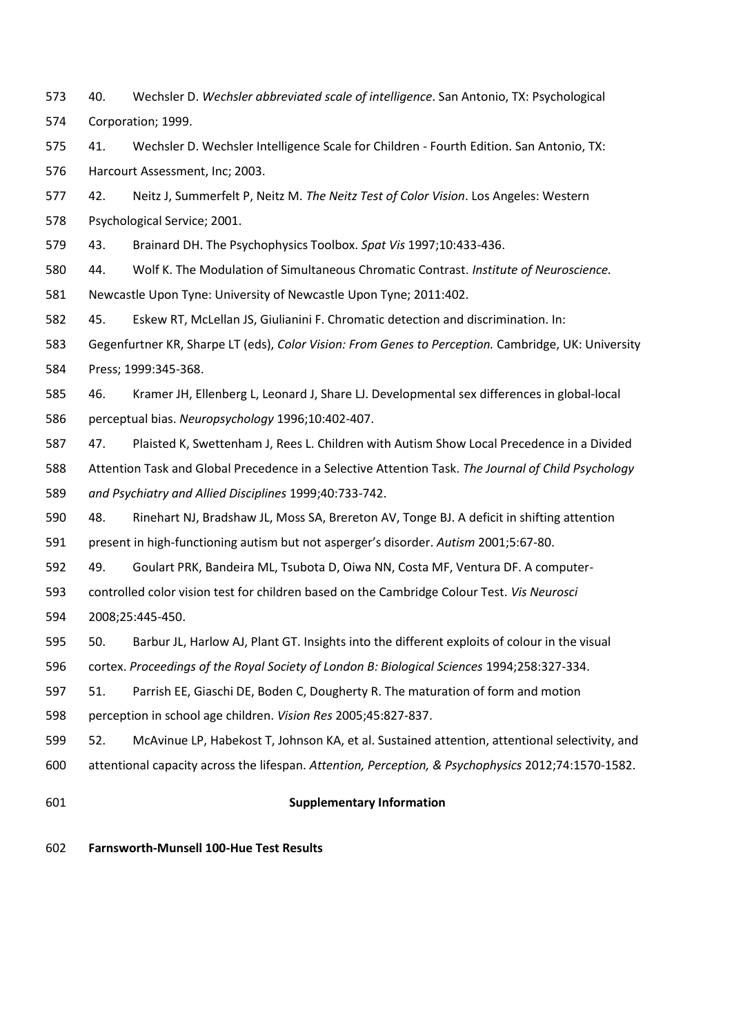40. Wechsler D. *Wechsler abbreviated scale of intelligence*. San Antonio, TX: Psychological Corporation; 1999.

41. Wechsler D. Wechsler Intelligence Scale for Children - Fourth Edition. San Antonio, TX: Harcourt Assessment, Inc; 2003.

42. Neitz J, Summerfelt P, Neitz M. *The Neitz Test of Color Vision*. Los Angeles: Western Psychological Service; 2001.

43. Brainard DH. The Psychophysics Toolbox. *Spat Vis* 1997;10:433-436.

44. Wolf K. The Modulation of Simultaneous Chromatic Contrast. *Institute of Neuroscience.* Newcastle Upon Tyne: University of Newcastle Upon Tyne; 2011:402.

45. Eskew RT, McLellan JS, Giulianini F. Chromatic detection and discrimination. In: Gegenfurtner KR, Sharpe LT (eds), *Color Vision: From Genes to Perception.* Cambridge, UK: University Press; 1999:345-368.

46. Kramer JH, Ellenberg L, Leonard J, Share LJ. Developmental sex differences in global-local perceptual bias. *Neuropsychology* 1996;10:402-407.

47. Plaisted K, Swettenham J, Rees L. Children with Autism Show Local Precedence in a Divided Attention Task and Global Precedence in a Selective Attention Task. *The Journal of Child Psychology and Psychiatry and Allied Disciplines* 1999;40:733-742.

48. Rinehart NJ, Bradshaw JL, Moss SA, Brereton AV, Tonge BJ. A deficit in shifting attention present in high-functioning autism but not asperger's disorder. *Autism* 2001;5:67-80.

49. Goulart PRK, Bandeira ML, Tsubota D, Oiwa NN, Costa MF, Ventura DF. A computer-controlled color vision test for children based on the Cambridge Colour Test. *Vis Neurosci* 2008;25:445-450.

50. Barbur JL, Harlow AJ, Plant GT. Insights into the different exploits of colour in the visual cortex. *Proceedings of the Royal Society of London B: Biological Sciences* 1994;258:327-334.

51. Parrish EE, Giaschi DE, Boden C, Dougherty R. The maturation of form and motion perception in school age children. *Vision Res* 2005;45:827-837.

52. McAvinue LP, Habekost T, Johnson KA, et al. Sustained attention, attentional selectivity, and attentional capacity across the lifespan. *Attention, Perception, & Psychophysics* 2012;74:1570-1582.

## Supplementary Information

**Farnsworth-Munsell 100-Hue Test Results**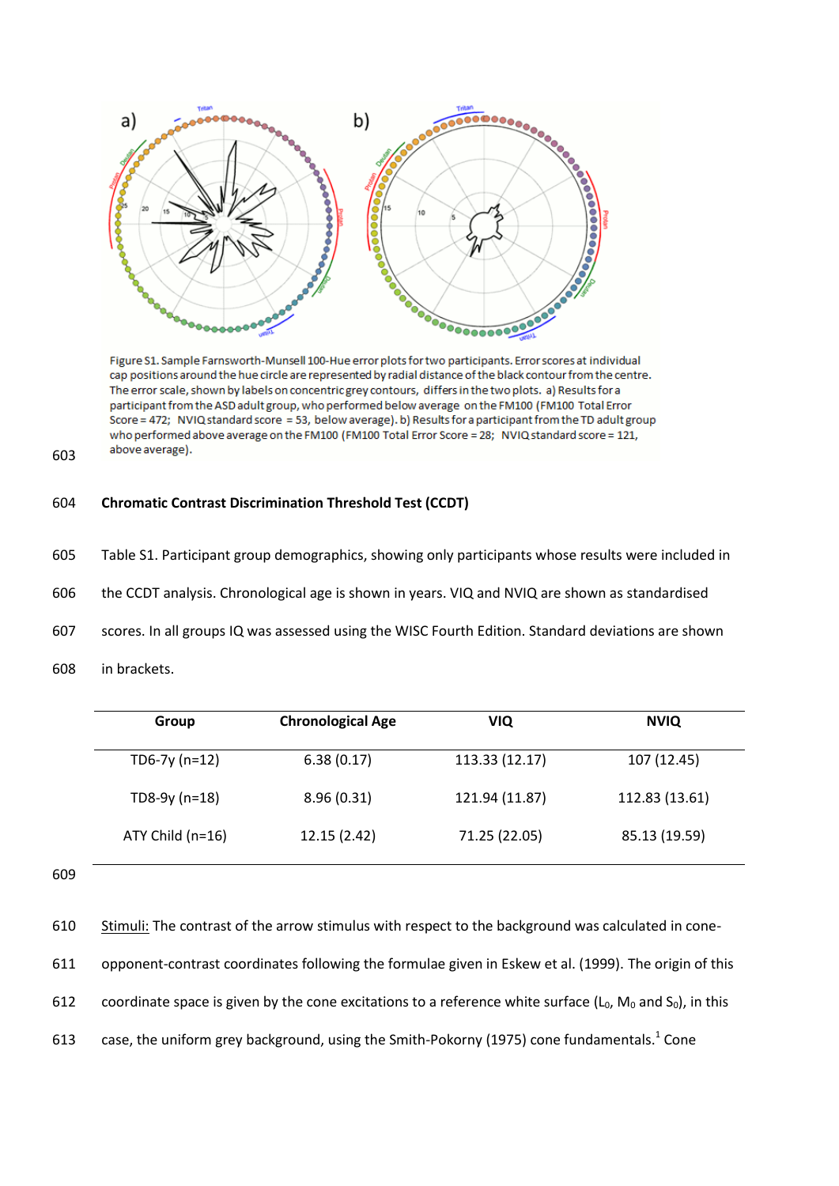Figure S1. Sample Farnsworth-Munsell 100-Hue error plots for two participants. Error scores at individual cap positions around the hue circle are represented by radial distance of the black contour from the centre. The error scale, shown by labels on concentric grey contours, differs in the two plots. a) Results for a participant from the ASD adult group, who performed below average on the FM100 (FM100 Total Error Score = 472; NVIQ standard score = 53, below average). b) Results for a participant from the TD adult group who performed above average on the FM100 (FM100 Total Error Score = 28; NVIQ standard score = 121, above average).

**Chromatic Contrast Discrimination Threshold Test (CCDT)**

Table S1. Participant group demographics, showing only participants whose results were included in the CCDT analysis. Chronological age is shown in years. VIQ and NVIQ are shown as standardised scores. In all groups IQ was assessed using the WISC Fourth Edition. Standard deviations are shown in brackets.

| Group | Chronological Age | VIQ | NVIQ |
|---|---|---|---|
| TD6-7y (n=12) | 6.38 (0.17) | 113.33 (12.17) | 107 (12.45) |
| TD8-9y (n=18) | 8.96 (0.31) | 121.94 (11.87) | 112.83 (13.61) |
| ATY Child (n=16) | 12.15 (2.42) | 71.25 (22.05) | 85.13 (19.59) |

Stimuli: The contrast of the arrow stimulus with respect to the background was calculated in cone-opponent-contrast coordinates following the formulae given in Eskew et al. (1999). The origin of this coordinate space is given by the cone excitations to a reference white surface ($L_0$, $M_0$ and $S_0$), in this case, the uniform grey background, using the Smith-Pokorny (1975) cone fundamentals.[1] Cone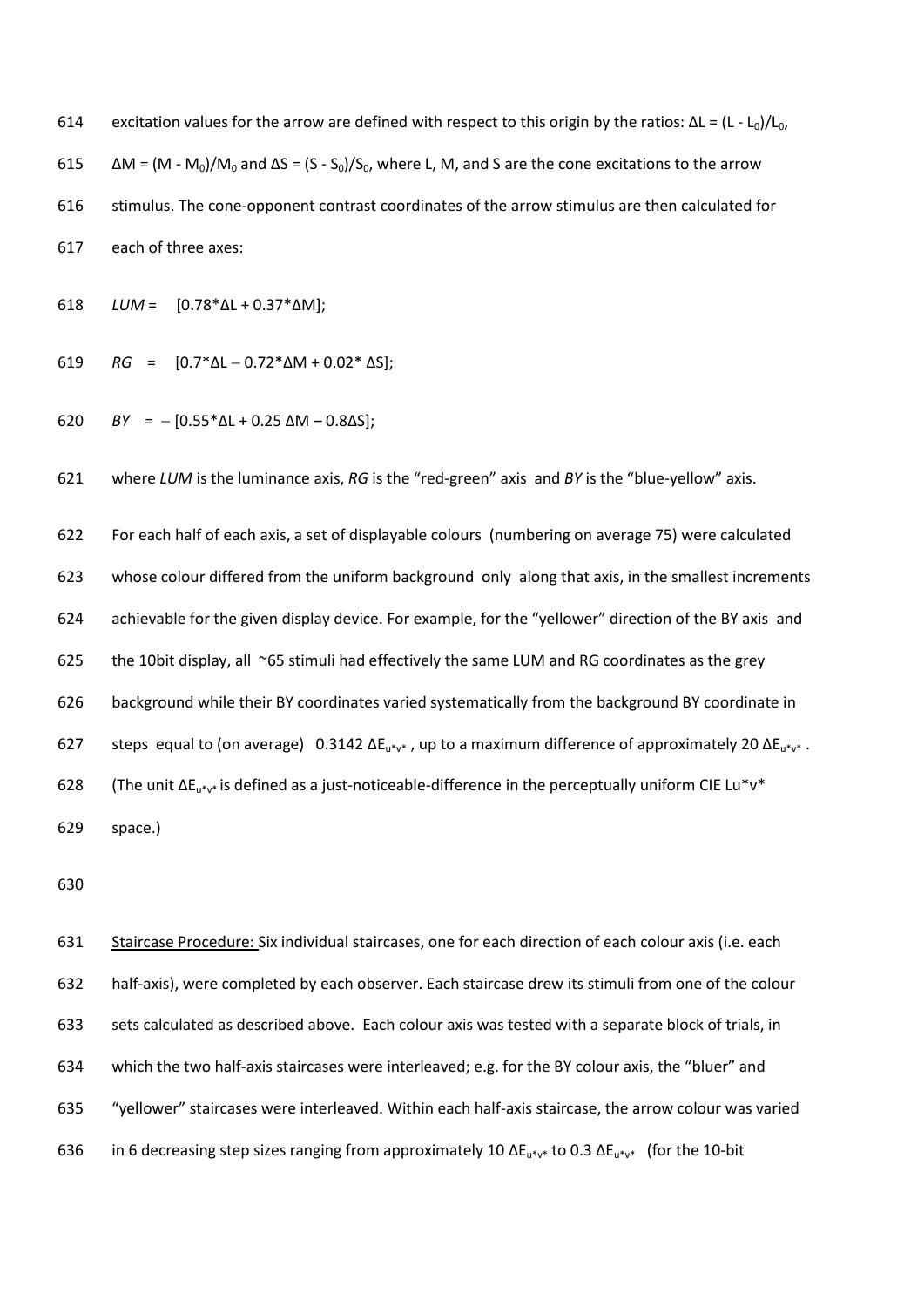excitation values for the arrow are defined with respect to this origin by the ratios: $\Delta L = (L - L_0)/L_0$, $\Delta M = (M - M_0)/M_0$ and $\Delta S = (S - S_0)/S_0$, where L, M, and S are the cone excitations to the arrow stimulus. The cone-opponent contrast coordinates of the arrow stimulus are then calculated for each of three axes:

$$LUM = [0.78*\Delta L + 0.37*\Delta M];$$

$$RG = [0.7*\Delta L - 0.72*\Delta M + 0.02*\Delta S];$$

$$BY = -[0.55*\Delta L + 0.25\,\Delta M - 0.8\Delta S];$$

where *LUM* is the luminance axis, *RG* is the "red-green" axis and *BY* is the "blue-yellow" axis.

For each half of each axis, a set of displayable colours (numbering on average 75) were calculated whose colour differed from the uniform background only along that axis, in the smallest increments achievable for the given display device. For example, for the "yellower" direction of the BY axis and the 10bit display, all ~65 stimuli had effectively the same LUM and RG coordinates as the grey background while their BY coordinates varied systematically from the background BY coordinate in steps equal to (on average) 0.3142 $\Delta E_{u^*v^*}$, up to a maximum difference of approximately 20 $\Delta E_{u^*v^*}$. (The unit $\Delta E_{u^*v^*}$ is defined as a just-noticeable-difference in the perceptually uniform CIE Lu*v* space.)

Staircase Procedure: Six individual staircases, one for each direction of each colour axis (i.e. each half-axis), were completed by each observer. Each staircase drew its stimuli from one of the colour sets calculated as described above. Each colour axis was tested with a separate block of trials, in which the two half-axis staircases were interleaved; e.g. for the BY colour axis, the "bluer" and "yellower" staircases were interleaved. Within each half-axis staircase, the arrow colour was varied in 6 decreasing step sizes ranging from approximately 10 $\Delta E_{u^*v^*}$ to 0.3 $\Delta E_{u^*v^*}$ (for the 10-bit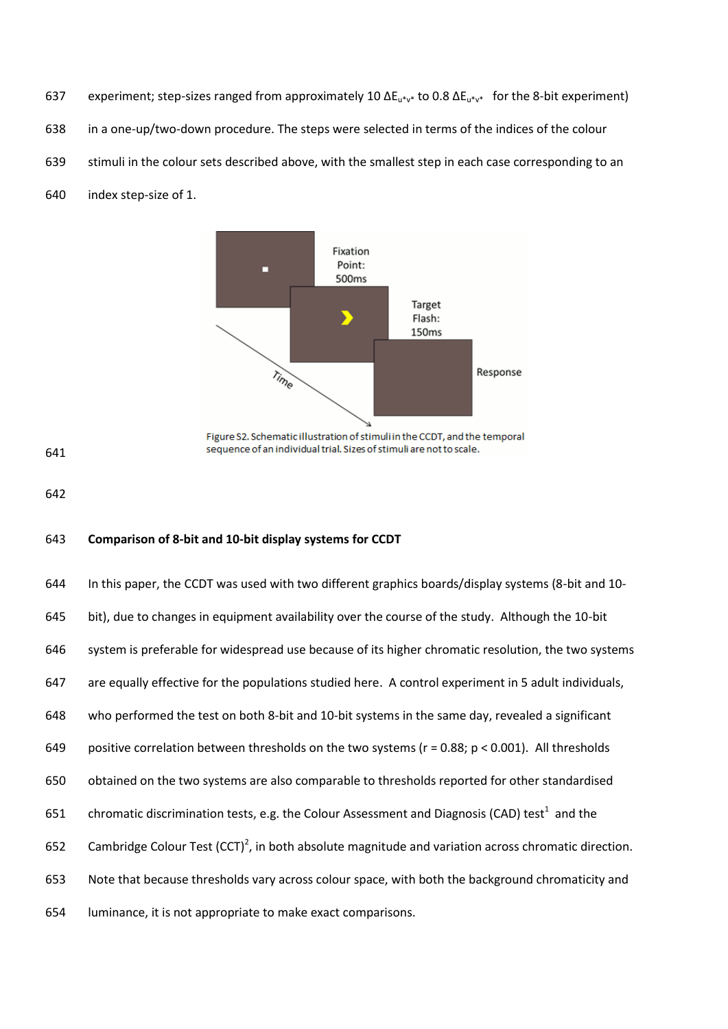experiment; step-sizes ranged from approximately 10 $\Delta E_{u*v*}$ to 0.8 $\Delta E_{u*v*}$ for the 8-bit experiment) in a one-up/two-down procedure. The steps were selected in terms of the indices of the colour stimuli in the colour sets described above, with the smallest step in each case corresponding to an index step-size of 1.

Fixation Point: 500ms

Target Flash: 150ms

Response

Time

Figure S2. Schematic illustration of stimuli in the CCDT, and the temporal sequence of an individual trial. Sizes of stimuli are not to scale.

**Comparison of 8-bit and 10-bit display systems for CCDT**

In this paper, the CCDT was used with two different graphics boards/display systems (8-bit and 10-bit), due to changes in equipment availability over the course of the study. Although the 10-bit system is preferable for widespread use because of its higher chromatic resolution, the two systems are equally effective for the populations studied here. A control experiment in 5 adult individuals, who performed the test on both 8-bit and 10-bit systems in the same day, revealed a significant positive correlation between thresholds on the two systems ($r = 0.88$; $p < 0.001$). All thresholds obtained on the two systems are also comparable to thresholds reported for other standardised chromatic discrimination tests, e.g. the Colour Assessment and Diagnosis (CAD) test[1] and the Cambridge Colour Test (CCT)[2], in both absolute magnitude and variation across chromatic direction. Note that because thresholds vary across colour space, with both the background chromaticity and luminance, it is not appropriate to make exact comparisons.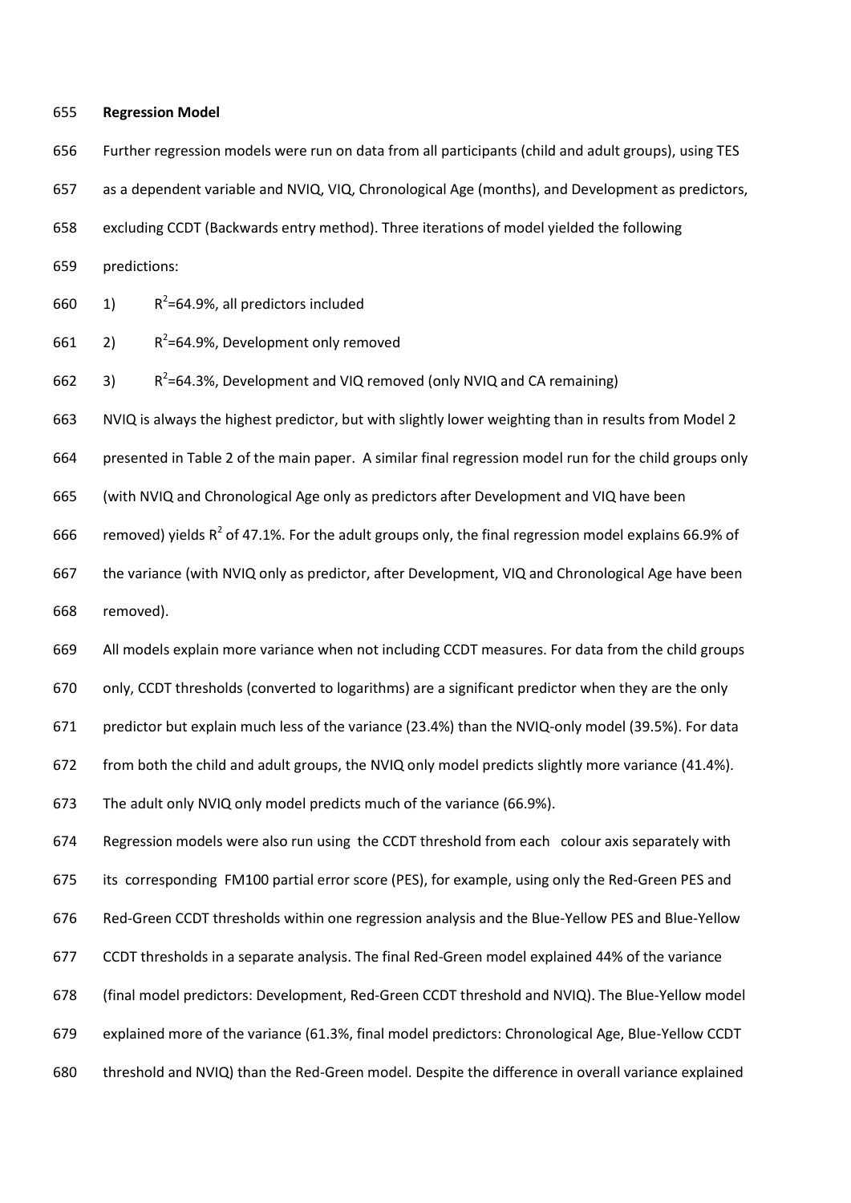**Regression Model**

Further regression models were run on data from all participants (child and adult groups), using TES as a dependent variable and NVIQ, VIQ, Chronological Age (months), and Development as predictors, excluding CCDT (Backwards entry method). Three iterations of model yielded the following predictions:

1) $R^2$=64.9%, all predictors included
2) $R^2$=64.9%, Development only removed
3) $R^2$=64.3%, Development and VIQ removed (only NVIQ and CA remaining)

NVIQ is always the highest predictor, but with slightly lower weighting than in results from Model 2 presented in Table 2 of the main paper. A similar final regression model run for the child groups only (with NVIQ and Chronological Age only as predictors after Development and VIQ have been removed) yields $R^2$ of 47.1%. For the adult groups only, the final regression model explains 66.9% of the variance (with NVIQ only as predictor, after Development, VIQ and Chronological Age have been removed).

All models explain more variance when not including CCDT measures. For data from the child groups only, CCDT thresholds (converted to logarithms) are a significant predictor when they are the only predictor but explain much less of the variance (23.4%) than the NVIQ-only model (39.5%). For data from both the child and adult groups, the NVIQ only model predicts slightly more variance (41.4%). The adult only NVIQ only model predicts much of the variance (66.9%).

Regression models were also run using the CCDT threshold from each colour axis separately with its corresponding FM100 partial error score (PES), for example, using only the Red-Green PES and Red-Green CCDT thresholds within one regression analysis and the Blue-Yellow PES and Blue-Yellow CCDT thresholds in a separate analysis. The final Red-Green model explained 44% of the variance (final model predictors: Development, Red-Green CCDT threshold and NVIQ). The Blue-Yellow model explained more of the variance (61.3%, final model predictors: Chronological Age, Blue-Yellow CCDT threshold and NVIQ) than the Red-Green model. Despite the difference in overall variance explained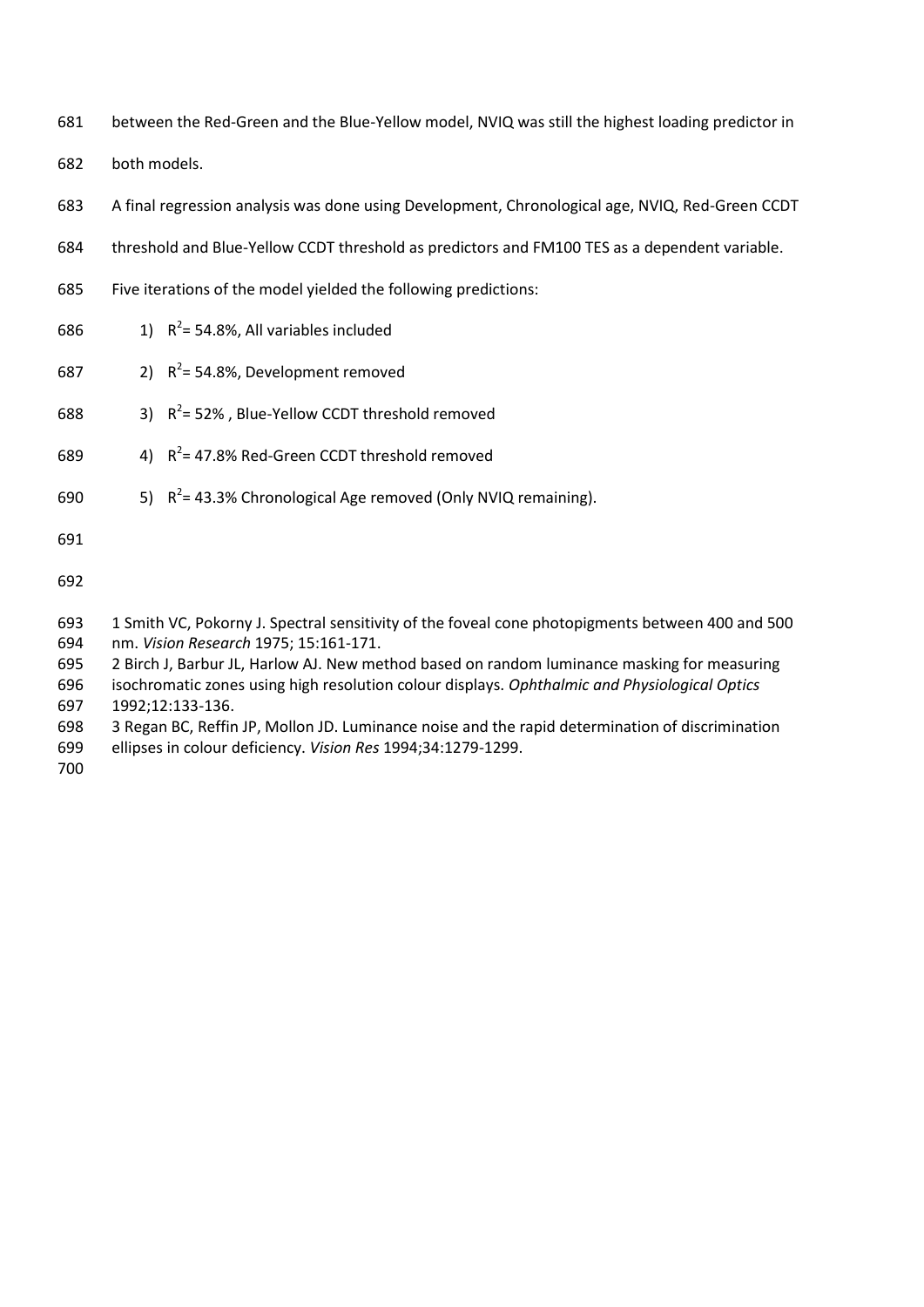between the Red-Green and the Blue-Yellow model, NVIQ was still the highest loading predictor in both models.

A final regression analysis was done using Development, Chronological age, NVIQ, Red-Green CCDT threshold and Blue-Yellow CCDT threshold as predictors and FM100 TES as a dependent variable. Five iterations of the model yielded the following predictions:

1) $R^2$= 54.8%, All variables included
2) $R^2$= 54.8%, Development removed
3) $R^2$= 52% , Blue-Yellow CCDT threshold removed
4) $R^2$= 47.8% Red-Green CCDT threshold removed
5) $R^2$= 43.3% Chronological Age removed (Only NVIQ remaining).

1 Smith VC, Pokorny J. Spectral sensitivity of the foveal cone photopigments between 400 and 500 nm. *Vision Research* 1975; 15:161-171.

2 Birch J, Barbur JL, Harlow AJ. New method based on random luminance masking for measuring isochromatic zones using high resolution colour displays. *Ophthalmic and Physiological Optics* 1992;12:133-136.

3 Regan BC, Reffin JP, Mollon JD. Luminance noise and the rapid determination of discrimination ellipses in colour deficiency. *Vision Res* 1994;34:1279-1299.